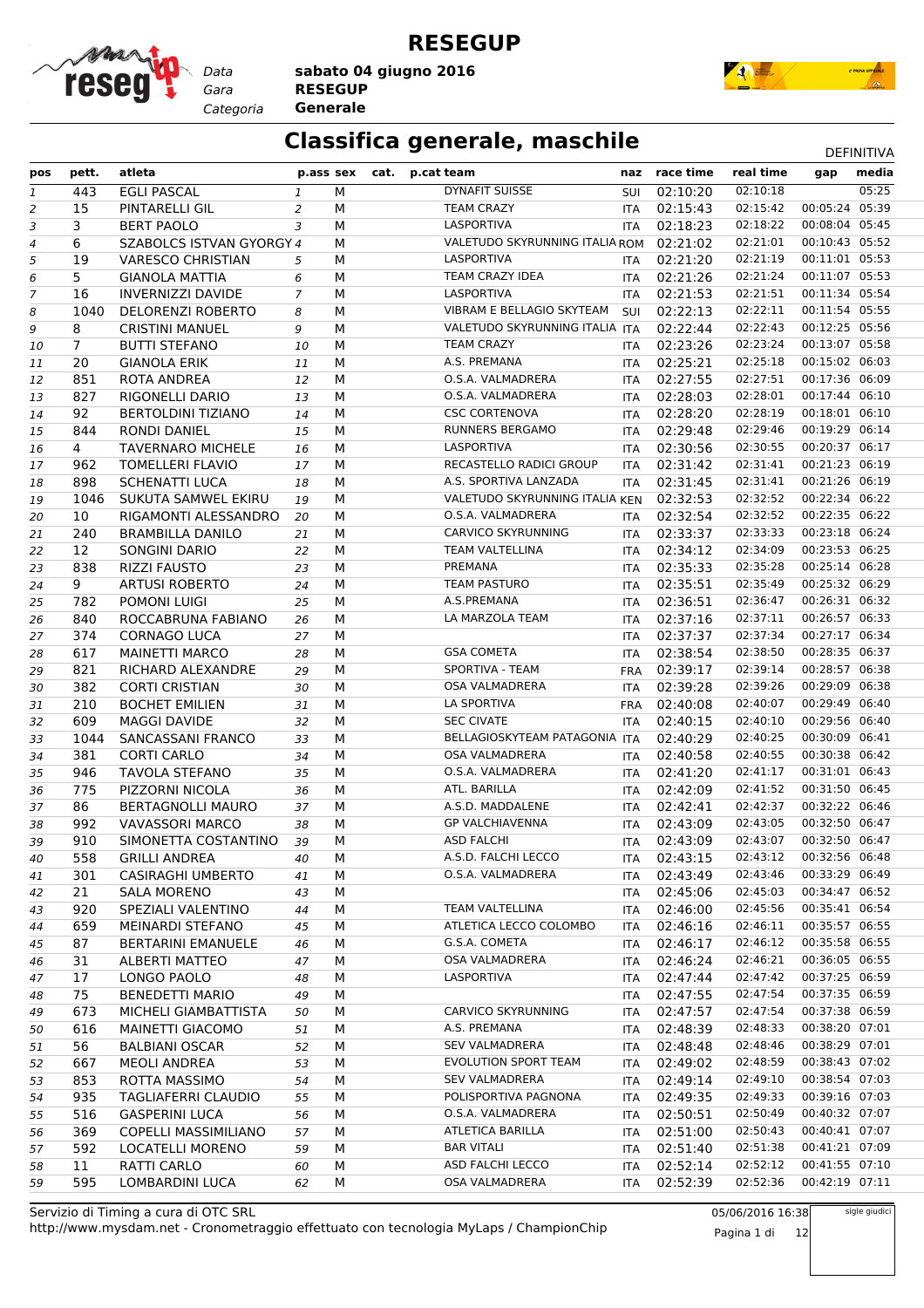# RESEGUP

*Data* **sabato 04 giugno 2016**
*Gara* **RESEGUP**
*Categoria* **Generale**

## Classifica generale, maschile

DEFINITIVA

| pos | pett. | atleta | p.ass | sex | cat. | p.cat | team | naz | race time | real time | gap | media |
|---|---|---|---|---|---|---|---|---|---|---|---|---|
| 1 | 443 | EGLI PASCAL | 1 | M | | | DYNAFIT SUISSE | SUI | 02:10:20 | 02:10:18 | | 05:25 |
| 2 | 15 | PINTARELLI GIL | 2 | M | | | TEAM CRAZY | ITA | 02:15:43 | 02:15:42 | 00:05:24 | 05:39 |
| 3 | 3 | BERT PAOLO | 3 | M | | | LASPORTIVA | ITA | 02:18:23 | 02:18:22 | 00:08:04 | 05:45 |
| 4 | 6 | SZABOLCS ISTVAN GYORGY | 4 | M | | | VALETUDO SKYRUNNING ITALIA | ROM | 02:21:02 | 02:21:01 | 00:10:43 | 05:52 |
| 5 | 19 | VARESCO CHRISTIAN | 5 | M | | | LASPORTIVA | ITA | 02:21:20 | 02:21:19 | 00:11:01 | 05:53 |
| 6 | 5 | GIANOLA MATTIA | 6 | M | | | TEAM CRAZY IDEA | ITA | 02:21:26 | 02:21:24 | 00:11:07 | 05:53 |
| 7 | 16 | INVERNIZZI DAVIDE | 7 | M | | | LASPORTIVA | ITA | 02:21:53 | 02:21:51 | 00:11:34 | 05:54 |
| 8 | 1040 | DELORENZI ROBERTO | 8 | M | | | VIBRAM E BELLAGIO SKYTEAM | SUI | 02:22:13 | 02:22:11 | 00:11:54 | 05:55 |
| 9 | 8 | CRISTINI MANUEL | 9 | M | | | VALETUDO SKYRUNNING ITALIA | ITA | 02:22:44 | 02:22:43 | 00:12:25 | 05:56 |
| 10 | 7 | BUTTI STEFANO | 10 | M | | | TEAM CRAZY | ITA | 02:23:26 | 02:23:24 | 00:13:07 | 05:58 |
| 11 | 20 | GIANOLA ERIK | 11 | M | | | A.S. PREMANA | ITA | 02:25:21 | 02:25:18 | 00:15:02 | 06:03 |
| 12 | 851 | ROTA ANDREA | 12 | M | | | O.S.A. VALMADRERA | ITA | 02:27:55 | 02:27:51 | 00:17:36 | 06:09 |
| 13 | 827 | RIGONELLI DARIO | 13 | M | | | O.S.A. VALMADRERA | ITA | 02:28:03 | 02:28:01 | 00:17:44 | 06:10 |
| 14 | 92 | BERTOLDINI TIZIANO | 14 | M | | | CSC CORTENOVA | ITA | 02:28:20 | 02:28:19 | 00:18:01 | 06:10 |
| 15 | 844 | RONDI DANIEL | 15 | M | | | RUNNERS BERGAMO | ITA | 02:29:48 | 02:29:46 | 00:19:29 | 06:14 |
| 16 | 4 | TAVERNARO MICHELE | 16 | M | | | LASPORTIVA | ITA | 02:30:56 | 02:30:55 | 00:20:37 | 06:17 |
| 17 | 962 | TOMELLERI FLAVIO | 17 | M | | | RECASTELLO RADICI GROUP | ITA | 02:31:42 | 02:31:41 | 00:21:23 | 06:19 |
| 18 | 898 | SCHENATTI LUCA | 18 | M | | | A.S. SPORTIVA LANZADA | ITA | 02:31:45 | 02:31:41 | 00:21:26 | 06:19 |
| 19 | 1046 | SUKUTA SAMWEL EKIRU | 19 | M | | | VALETUDO SKYRUNNING ITALIA | KEN | 02:32:53 | 02:32:52 | 00:22:34 | 06:22 |
| 20 | 10 | RIGAMONTI ALESSANDRO | 20 | M | | | O.S.A. VALMADRERA | ITA | 02:32:54 | 02:32:52 | 00:22:35 | 06:22 |
| 21 | 240 | BRAMBILLA DANILO | 21 | M | | | CARVICO SKYRUNNING | ITA | 02:33:37 | 02:33:33 | 00:23:18 | 06:24 |
| 22 | 12 | SONGINI DARIO | 22 | M | | | TEAM VALTELLINA | ITA | 02:34:12 | 02:34:09 | 00:23:53 | 06:25 |
| 23 | 838 | RIZZI FAUSTO | 23 | M | | | PREMANA | ITA | 02:35:33 | 02:35:28 | 00:25:14 | 06:28 |
| 24 | 9 | ARTUSI ROBERTO | 24 | M | | | TEAM PASTURO | ITA | 02:35:51 | 02:35:49 | 00:25:32 | 06:29 |
| 25 | 782 | POMONI LUIGI | 25 | M | | | A.S.PREMANA | ITA | 02:36:51 | 02:36:47 | 00:26:31 | 06:32 |
| 26 | 840 | ROCCABRUNA FABIANO | 26 | M | | | LA MARZOLA TEAM | ITA | 02:37:16 | 02:37:11 | 00:26:57 | 06:33 |
| 27 | 374 | CORNAGO LUCA | 27 | M | | | | ITA | 02:37:37 | 02:37:34 | 00:27:17 | 06:34 |
| 28 | 617 | MAINETTI MARCO | 28 | M | | | GSA COMETA | ITA | 02:38:54 | 02:38:50 | 00:28:35 | 06:37 |
| 29 | 821 | RICHARD ALEXANDRE | 29 | M | | | SPORTIVA - TEAM | FRA | 02:39:17 | 02:39:14 | 00:28:57 | 06:38 |
| 30 | 382 | CORTI CRISTIAN | 30 | M | | | OSA VALMADRERA | ITA | 02:39:28 | 02:39:26 | 00:29:09 | 06:38 |
| 31 | 210 | BOCHET EMILIEN | 31 | M | | | LA SPORTIVA | FRA | 02:40:08 | 02:40:07 | 00:29:49 | 06:40 |
| 32 | 609 | MAGGI DAVIDE | 32 | M | | | SEC CIVATE | ITA | 02:40:15 | 02:40:10 | 00:29:56 | 06:40 |
| 33 | 1044 | SANCASSANI FRANCO | 33 | M | | | BELLAGIOSKYTEAM PATAGONIA | ITA | 02:40:29 | 02:40:25 | 00:30:09 | 06:41 |
| 34 | 381 | CORTI CARLO | 34 | M | | | OSA VALMADRERA | ITA | 02:40:58 | 02:40:55 | 00:30:38 | 06:42 |
| 35 | 946 | TAVOLA STEFANO | 35 | M | | | O.S.A. VALMADRERA | ITA | 02:41:20 | 02:41:17 | 00:31:01 | 06:43 |
| 36 | 775 | PIZZORNI NICOLA | 36 | M | | | ATL. BARILLA | ITA | 02:42:09 | 02:41:52 | 00:31:50 | 06:45 |
| 37 | 86 | BERTAGNOLLI MAURO | 37 | M | | | A.S.D. MADDALENE | ITA | 02:42:41 | 02:42:37 | 00:32:22 | 06:46 |
| 38 | 992 | VAVASSORI MARCO | 38 | M | | | GP VALCHIAVENNA | ITA | 02:43:09 | 02:43:05 | 00:32:50 | 06:47 |
| 39 | 910 | SIMONETTA COSTANTINO | 39 | M | | | ASD FALCHI | ITA | 02:43:09 | 02:43:07 | 00:32:50 | 06:47 |
| 40 | 558 | GRILLI ANDREA | 40 | M | | | A.S.D. FALCHI LECCO | ITA | 02:43:15 | 02:43:12 | 00:32:56 | 06:48 |
| 41 | 301 | CASIRAGHI UMBERTO | 41 | M | | | O.S.A. VALMADRERA | ITA | 02:43:49 | 02:43:46 | 00:33:29 | 06:49 |
| 42 | 21 | SALA MORENO | 43 | M | | | | ITA | 02:45:06 | 02:45:03 | 00:34:47 | 06:52 |
| 43 | 920 | SPEZIALI VALENTINO | 44 | M | | | TEAM VALTELLINA | ITA | 02:46:00 | 02:45:56 | 00:35:41 | 06:54 |
| 44 | 659 | MEINARDI STEFANO | 45 | M | | | ATLETICA LECCO COLOMBO | ITA | 02:46:16 | 02:46:11 | 00:35:57 | 06:55 |
| 45 | 87 | BERTARINI EMANUELE | 46 | M | | | G.S.A. COMETA | ITA | 02:46:17 | 02:46:12 | 00:35:58 | 06:55 |
| 46 | 31 | ALBERTI MATTEO | 47 | M | | | OSA VALMADRERA | ITA | 02:46:24 | 02:46:21 | 00:36:05 | 06:55 |
| 47 | 17 | LONGO PAOLO | 48 | M | | | LASPORTIVA | ITA | 02:47:44 | 02:47:42 | 00:37:25 | 06:59 |
| 48 | 75 | BENEDETTI MARIO | 49 | M | | | | ITA | 02:47:55 | 02:47:54 | 00:37:35 | 06:59 |
| 49 | 673 | MICHELI GIAMBATTISTA | 50 | M | | | CARVICO SKYRUNNING | ITA | 02:47:57 | 02:47:54 | 00:37:38 | 06:59 |
| 50 | 616 | MAINETTI GIACOMO | 51 | M | | | A.S. PREMANA | ITA | 02:48:39 | 02:48:33 | 00:38:20 | 07:01 |
| 51 | 56 | BALBIANI OSCAR | 52 | M | | | SEV VALMADRERA | ITA | 02:48:48 | 02:48:46 | 00:38:29 | 07:01 |
| 52 | 667 | MEOLI ANDREA | 53 | M | | | EVOLUTION SPORT TEAM | ITA | 02:49:02 | 02:48:59 | 00:38:43 | 07:02 |
| 53 | 853 | ROTTA MASSIMO | 54 | M | | | SEV VALMADRERA | ITA | 02:49:14 | 02:49:10 | 00:38:54 | 07:03 |
| 54 | 935 | TAGLIAFERRI CLAUDIO | 55 | M | | | POLISPORTIVA PAGNONA | ITA | 02:49:35 | 02:49:33 | 00:39:16 | 07:03 |
| 55 | 516 | GASPERINI LUCA | 56 | M | | | O.S.A. VALMADRERA | ITA | 02:50:51 | 02:50:49 | 00:40:32 | 07:07 |
| 56 | 369 | COPELLI MASSIMILIANO | 57 | M | | | ATLETICA BARILLA | ITA | 02:51:00 | 02:50:43 | 00:40:41 | 07:07 |
| 57 | 592 | LOCATELLI MORENO | 59 | M | | | BAR VITALI | ITA | 02:51:40 | 02:51:38 | 00:41:21 | 07:09 |
| 58 | 11 | RATTI CARLO | 60 | M | | | ASD FALCHI LECCO | ITA | 02:52:14 | 02:52:12 | 00:41:55 | 07:10 |
| 59 | 595 | LOMBARDINI LUCA | 62 | M | | | OSA VALMADRERA | ITA | 02:52:39 | 02:52:36 | 00:42:19 | 07:11 |

Servizio di Timing a cura di OTC SRL
http://www.mysdam.net - Cronometraggio effettuato con tecnologia MyLaps / ChampionChip

05/06/2016 16:38

sigle giudici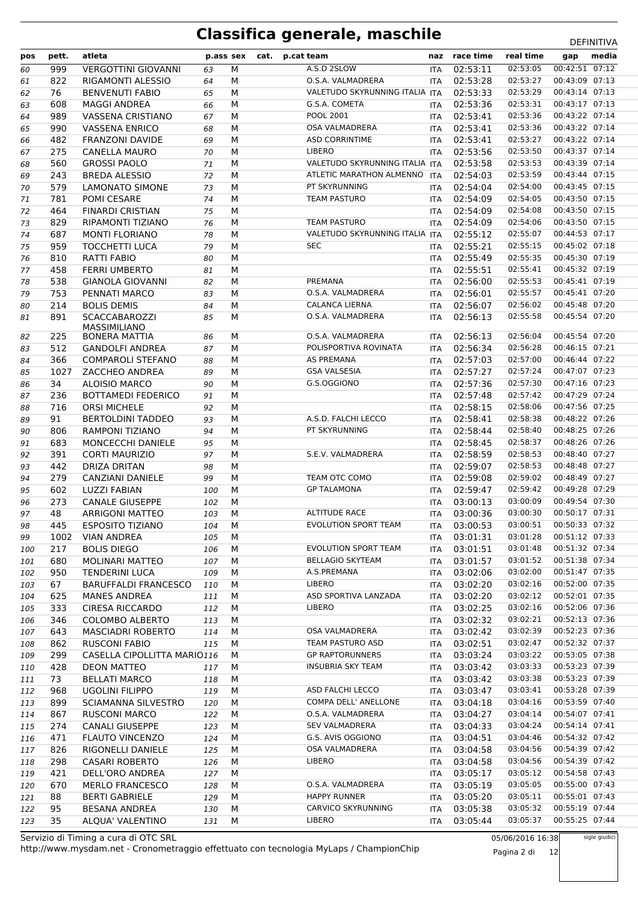# Classifica generale, maschile

DEFINITIVA

| pos | pett. | atleta | p.ass | sex | cat. | p.cat | team | naz | race time | real time | gap | media |
|---|---|---|---|---|---|---|---|---|---|---|---|---|
| 60 | 999 | VERGOTTINI GIOVANNI | 63 | M | | | A.S.D 2SLOW | ITA | 02:53:11 | 02:53:05 | 00:42:51 | 07:12 |
| 61 | 822 | RIGAMONTI ALESSIO | 64 | M | | | O.S.A. VALMADRERA | ITA | 02:53:28 | 02:53:27 | 00:43:09 | 07:13 |
| 62 | 76 | BENVENUTI FABIO | 65 | M | | | VALETUDO SKYRUNNING ITALIA | ITA | 02:53:33 | 02:53:29 | 00:43:14 | 07:13 |
| 63 | 608 | MAGGI ANDREA | 66 | M | | | G.S.A. COMETA | ITA | 02:53:36 | 02:53:31 | 00:43:17 | 07:13 |
| 64 | 989 | VASSENA CRISTIANO | 67 | M | | | POOL 2001 | ITA | 02:53:41 | 02:53:36 | 00:43:22 | 07:14 |
| 65 | 990 | VASSENA ENRICO | 68 | M | | | OSA VALMADRERA | ITA | 02:53:41 | 02:53:36 | 00:43:22 | 07:14 |
| 66 | 482 | FRANZONI DAVIDE | 69 | M | | | ASD CORRINTIME | ITA | 02:53:41 | 02:53:27 | 00:43:22 | 07:14 |
| 67 | 275 | CANELLA MAURO | 70 | M | | | LIBERO | ITA | 02:53:56 | 02:53:50 | 00:43:37 | 07:14 |
| 68 | 560 | GROSSI PAOLO | 71 | M | | | VALETUDO SKYRUNNING ITALIA | ITA | 02:53:58 | 02:53:53 | 00:43:39 | 07:14 |
| 69 | 243 | BREDA ALESSIO | 72 | M | | | ATLETIC MARATHON ALMENNO | ITA | 02:54:03 | 02:53:59 | 00:43:44 | 07:15 |
| 70 | 579 | LAMONATO SIMONE | 73 | M | | | PT SKYRUNNING | ITA | 02:54:04 | 02:54:00 | 00:43:45 | 07:15 |
| 71 | 781 | POMI CESARE | 74 | M | | | TEAM PASTURO | ITA | 02:54:09 | 02:54:05 | 00:43:50 | 07:15 |
| 72 | 464 | FINARDI CRISTIAN | 75 | M | | | | ITA | 02:54:09 | 02:54:08 | 00:43:50 | 07:15 |
| 73 | 829 | RIPAMONTI TIZIANO | 76 | M | | | TEAM PASTURO | ITA | 02:54:09 | 02:54:06 | 00:43:50 | 07:15 |
| 74 | 687 | MONTI FLORIANO | 78 | M | | | VALETUDO SKYRUNNING ITALIA | ITA | 02:55:12 | 02:55:07 | 00:44:53 | 07:17 |
| 75 | 959 | TOCCHETTI LUCA | 79 | M | | | SEC | ITA | 02:55:21 | 02:55:15 | 00:45:02 | 07:18 |
| 76 | 810 | RATTI FABIO | 80 | M | | | | ITA | 02:55:49 | 02:55:35 | 00:45:30 | 07:19 |
| 77 | 458 | FERRI UMBERTO | 81 | M | | | | ITA | 02:55:51 | 02:55:41 | 00:45:32 | 07:19 |
| 78 | 538 | GIANOLA GIOVANNI | 82 | M | | | PREMANA | ITA | 02:56:00 | 02:55:53 | 00:45:41 | 07:19 |
| 79 | 753 | PENNATI MARCO | 83 | M | | | O.S.A. VALMADRERA | ITA | 02:56:01 | 02:55:57 | 00:45:41 | 07:20 |
| 80 | 214 | BOLIS DEMIS | 84 | M | | | CALANCA LIERNA | ITA | 02:56:07 | 02:56:02 | 00:45:48 | 07:20 |
| 81 | 891 | SCACCABAROZZI MASSIMILIANO | 85 | M | | | O.S.A. VALMADRERA | ITA | 02:56:13 | 02:55:58 | 00:45:54 | 07:20 |
| 82 | 225 | BONERA MATTIA | 86 | M | | | O.S.A. VALMADRERA | ITA | 02:56:13 | 02:56:04 | 00:45:54 | 07:20 |
| 83 | 512 | GANDOLFI ANDREA | 87 | M | | | POLISPORTIVA ROVINATA | ITA | 02:56:34 | 02:56:28 | 00:46:15 | 07:21 |
| 84 | 366 | COMPAROLI STEFANO | 88 | M | | | AS PREMANA | ITA | 02:57:03 | 02:57:00 | 00:46:44 | 07:22 |
| 85 | 1027 | ZACCHEO ANDREA | 89 | M | | | GSA VALSESIA | ITA | 02:57:27 | 02:57:24 | 00:47:07 | 07:23 |
| 86 | 34 | ALOISIO MARCO | 90 | M | | | G.S.OGGIONO | ITA | 02:57:36 | 02:57:30 | 00:47:16 | 07:23 |
| 87 | 236 | BOTTAMEDI FEDERICO | 91 | M | | | | ITA | 02:57:48 | 02:57:42 | 00:47:29 | 07:24 |
| 88 | 716 | ORSI MICHELE | 92 | M | | | | ITA | 02:58:15 | 02:58:06 | 00:47:56 | 07:25 |
| 89 | 91 | BERTOLDINI TADDEO | 93 | M | | | A.S.D. FALCHI LECCO | ITA | 02:58:41 | 02:58:38 | 00:48:22 | 07:26 |
| 90 | 806 | RAMPONI TIZIANO | 94 | M | | | PT SKYRUNNING | ITA | 02:58:44 | 02:58:40 | 00:48:25 | 07:26 |
| 91 | 683 | MONCECCHI DANIELE | 95 | M | | | | ITA | 02:58:45 | 02:58:37 | 00:48:26 | 07:26 |
| 92 | 391 | CORTI MAURIZIO | 97 | M | | | S.E.V. VALMADRERA | ITA | 02:58:59 | 02:58:53 | 00:48:40 | 07:27 |
| 93 | 442 | DRIZA DRITAN | 98 | M | | | | ITA | 02:59:07 | 02:58:53 | 00:48:48 | 07:27 |
| 94 | 279 | CANZIANI DANIELE | 99 | M | | | TEAM OTC COMO | ITA | 02:59:08 | 02:59:02 | 00:48:49 | 07:27 |
| 95 | 602 | LUZZI FABIAN | 100 | M | | | GP TALAMONA | ITA | 02:59:47 | 02:59:42 | 00:49:28 | 07:29 |
| 96 | 273 | CANALE GIUSEPPE | 102 | M | | | | ITA | 03:00:13 | 03:00:09 | 00:49:54 | 07:30 |
| 97 | 48 | ARRIGONI MATTEO | 103 | M | | | ALTITUDE RACE | ITA | 03:00:36 | 03:00:30 | 00:50:17 | 07:31 |
| 98 | 445 | ESPOSITO TIZIANO | 104 | M | | | EVOLUTION SPORT TEAM | ITA | 03:00:53 | 03:00:51 | 00:50:33 | 07:32 |
| 99 | 1002 | VIAN ANDREA | 105 | M | | | | ITA | 03:01:31 | 03:01:28 | 00:51:12 | 07:33 |
| 100 | 217 | BOLIS DIEGO | 106 | M | | | EVOLUTION SPORT TEAM | ITA | 03:01:51 | 03:01:48 | 00:51:32 | 07:34 |
| 101 | 680 | MOLINARI MATTEO | 107 | M | | | BELLAGIO SKYTEAM | ITA | 03:01:57 | 03:01:52 | 00:51:38 | 07:34 |
| 102 | 950 | TENDERINI LUCA | 109 | M | | | A.S.PREMANA | ITA | 03:02:06 | 03:02:00 | 00:51:47 | 07:35 |
| 103 | 67 | BARUFFALDI FRANCESCO | 110 | M | | | LIBERO | ITA | 03:02:20 | 03:02:16 | 00:52:00 | 07:35 |
| 104 | 625 | MANES ANDREA | 111 | M | | | ASD SPORTIVA LANZADA | ITA | 03:02:20 | 03:02:12 | 00:52:01 | 07:35 |
| 105 | 333 | CIRESA RICCARDO | 112 | M | | | LIBERO | ITA | 03:02:25 | 03:02:16 | 00:52:06 | 07:36 |
| 106 | 346 | COLOMBO ALBERTO | 113 | M | | | | ITA | 03:02:32 | 03:02:21 | 00:52:13 | 07:36 |
| 107 | 643 | MASCIADRI ROBERTO | 114 | M | | | OSA VALMADRERA | ITA | 03:02:42 | 03:02:39 | 00:52:23 | 07:36 |
| 108 | 862 | RUSCONI FABIO | 115 | M | | | TEAM PASTURO ASD | ITA | 03:02:51 | 03:02:47 | 00:52:32 | 07:37 |
| 109 | 299 | CASELLA CIPOLLITTA MARIO | 116 | M | | | GP RAPTORUNNERS | ITA | 03:03:24 | 03:03:22 | 00:53:05 | 07:38 |
| 110 | 428 | DEON MATTEO | 117 | M | | | INSUBRIA SKY TEAM | ITA | 03:03:42 | 03:03:33 | 00:53:23 | 07:39 |
| 111 | 73 | BELLATI MARCO | 118 | M | | | | ITA | 03:03:42 | 03:03:38 | 00:53:23 | 07:39 |
| 112 | 968 | UGOLINI FILIPPO | 119 | M | | | ASD FALCHI LECCO | ITA | 03:03:47 | 03:03:41 | 00:53:28 | 07:39 |
| 113 | 899 | SCIAMANNA SILVESTRO | 120 | M | | | COMPA DELL' ANELLONE | ITA | 03:04:18 | 03:04:16 | 00:53:59 | 07:40 |
| 114 | 867 | RUSCONI MARCO | 122 | M | | | O.S.A. VALMADRERA | ITA | 03:04:27 | 03:04:14 | 00:54:07 | 07:41 |
| 115 | 274 | CANALI GIUSEPPE | 123 | M | | | SEV VALMADRERA | ITA | 03:04:33 | 03:04:24 | 00:54:14 | 07:41 |
| 116 | 471 | FLAUTO VINCENZO | 124 | M | | | G.S. AVIS OGGIONO | ITA | 03:04:51 | 03:04:46 | 00:54:32 | 07:42 |
| 117 | 826 | RIGONELLI DANIELE | 125 | M | | | OSA VALMADRERA | ITA | 03:04:58 | 03:04:56 | 00:54:39 | 07:42 |
| 118 | 298 | CASARI ROBERTO | 126 | M | | | LIBERO | ITA | 03:04:58 | 03:04:56 | 00:54:39 | 07:42 |
| 119 | 421 | DELL'ORO ANDREA | 127 | M | | | | ITA | 03:05:17 | 03:05:12 | 00:54:58 | 07:43 |
| 120 | 670 | MERLO FRANCESCO | 128 | M | | | O.S.A. VALMADRERA | ITA | 03:05:19 | 03:05:05 | 00:55:00 | 07:43 |
| 121 | 88 | BERTI GABRIELE | 129 | M | | | HAPPY RUNNER | ITA | 03:05:20 | 03:05:11 | 00:55:01 | 07:43 |
| 122 | 95 | BESANA ANDREA | 130 | M | | | CARVICO SKYRUNNING | ITA | 03:05:38 | 03:05:32 | 00:55:19 | 07:44 |
| 123 | 35 | ALQUA' VALENTINO | 131 | M | | | LIBERO | ITA | 03:05:44 | 03:05:37 | 00:55:25 | 07:44 |

Servizio di Timing a cura di OTC SRL
http://www.mysdam.net - Cronometraggio effettuato con tecnologia MyLaps / ChampionChip

05/06/2016 16:38

sigle giudici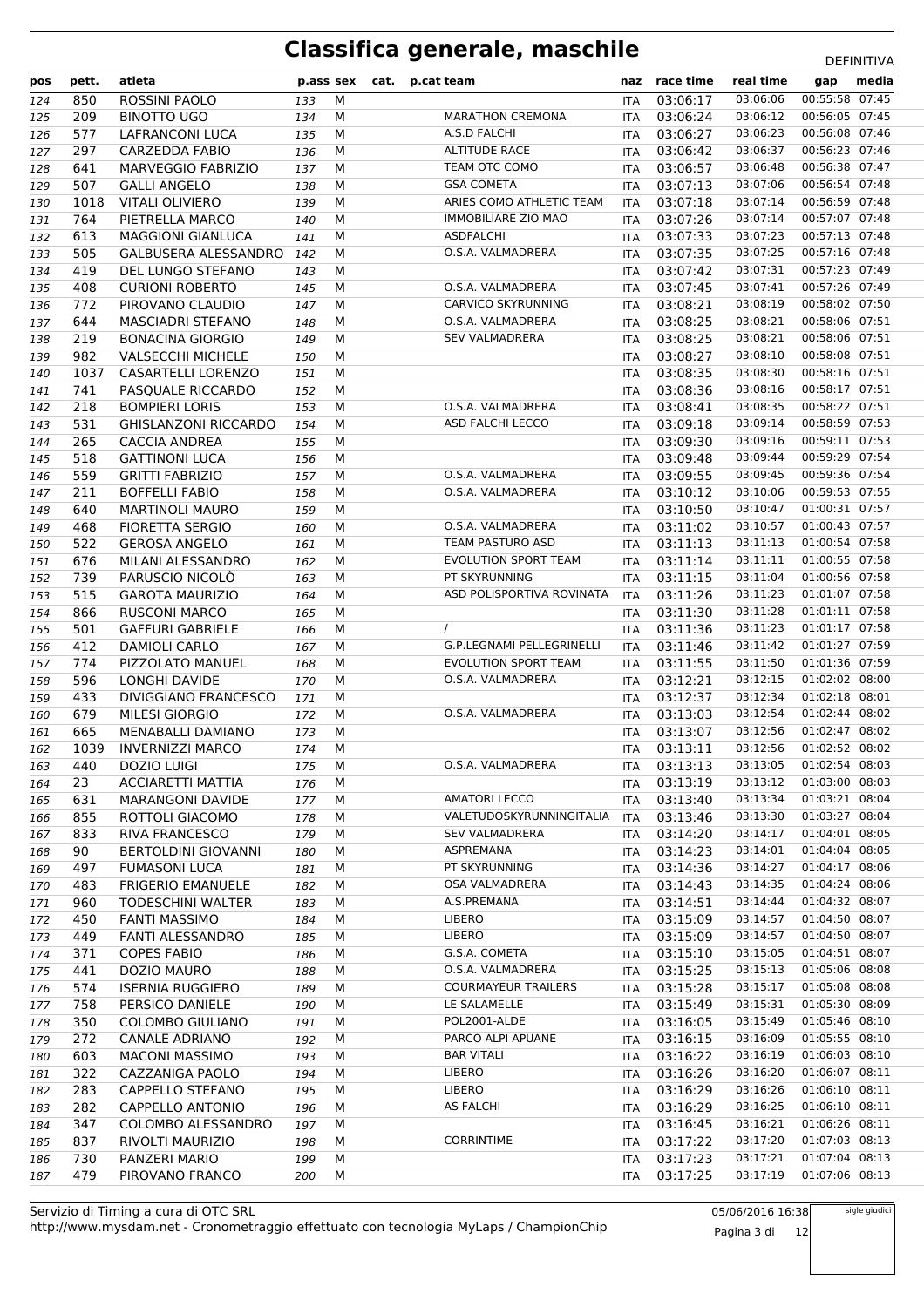# Classifica generale, maschile

DEFINITIVA

| pos | pett. | atleta | p.ass | sex | cat. | p.cat | team | naz | race time | real time | gap | media |
|---|---|---|---|---|---|---|---|---|---|---|---|---|
| 124 | 850 | ROSSINI PAOLO | 133 | M | | | | ITA | 03:06:17 | 03:06:06 | 00:55:58 | 07:45 |
| 125 | 209 | BINOTTO UGO | 134 | M | | | MARATHON CREMONA | ITA | 03:06:24 | 03:06:12 | 00:56:05 | 07:45 |
| 126 | 577 | LAFRANCONI LUCA | 135 | M | | | A.S.D FALCHI | ITA | 03:06:27 | 03:06:23 | 00:56:08 | 07:46 |
| 127 | 297 | CARZEDDA FABIO | 136 | M | | | ALTITUDE RACE | ITA | 03:06:42 | 03:06:37 | 00:56:23 | 07:46 |
| 128 | 641 | MARVEGGIO FABRIZIO | 137 | M | | | TEAM OTC COMO | ITA | 03:06:57 | 03:06:48 | 00:56:38 | 07:47 |
| 129 | 507 | GALLI ANGELO | 138 | M | | | GSA COMETA | ITA | 03:07:13 | 03:07:06 | 00:56:54 | 07:48 |
| 130 | 1018 | VITALI OLIVIERO | 139 | M | | | ARIES COMO ATHLETIC TEAM | ITA | 03:07:18 | 03:07:14 | 00:56:59 | 07:48 |
| 131 | 764 | PIETRELLA MARCO | 140 | M | | | IMMOBILIARE ZIO MAO | ITA | 03:07:26 | 03:07:14 | 00:57:07 | 07:48 |
| 132 | 613 | MAGGIONI GIANLUCA | 141 | M | | | ASDFALCHI | ITA | 03:07:33 | 03:07:23 | 00:57:13 | 07:48 |
| 133 | 505 | GALBUSERA ALESSANDRO | 142 | M | | | O.S.A. VALMADRERA | ITA | 03:07:35 | 03:07:25 | 00:57:16 | 07:48 |
| 134 | 419 | DEL LUNGO STEFANO | 143 | M | | | | ITA | 03:07:42 | 03:07:31 | 00:57:23 | 07:49 |
| 135 | 408 | CURIONI ROBERTO | 145 | M | | | O.S.A. VALMADRERA | ITA | 03:07:45 | 03:07:41 | 00:57:26 | 07:49 |
| 136 | 772 | PIROVANO CLAUDIO | 147 | M | | | CARVICO SKYRUNNING | ITA | 03:08:21 | 03:08:19 | 00:58:02 | 07:50 |
| 137 | 644 | MASCIADRI STEFANO | 148 | M | | | O.S.A. VALMADRERA | ITA | 03:08:25 | 03:08:21 | 00:58:06 | 07:51 |
| 138 | 219 | BONACINA GIORGIO | 149 | M | | | SEV VALMADRERA | ITA | 03:08:25 | 03:08:21 | 00:58:06 | 07:51 |
| 139 | 982 | VALSECCHI MICHELE | 150 | M | | | | ITA | 03:08:27 | 03:08:10 | 00:58:08 | 07:51 |
| 140 | 1037 | CASARTELLI LORENZO | 151 | M | | | | ITA | 03:08:35 | 03:08:30 | 00:58:16 | 07:51 |
| 141 | 741 | PASQUALE RICCARDO | 152 | M | | | | ITA | 03:08:36 | 03:08:16 | 00:58:17 | 07:51 |
| 142 | 218 | BOMPIERI LORIS | 153 | M | | | O.S.A. VALMADRERA | ITA | 03:08:41 | 03:08:35 | 00:58:22 | 07:51 |
| 143 | 531 | GHISLANZONI RICCARDO | 154 | M | | | ASD FALCHI LECCO | ITA | 03:09:18 | 03:09:14 | 00:58:59 | 07:53 |
| 144 | 265 | CACCIA ANDREA | 155 | M | | | | ITA | 03:09:30 | 03:09:16 | 00:59:11 | 07:53 |
| 145 | 518 | GATTINONI LUCA | 156 | M | | | | ITA | 03:09:48 | 03:09:44 | 00:59:29 | 07:54 |
| 146 | 559 | GRITTI FABRIZIO | 157 | M | | | O.S.A. VALMADRERA | ITA | 03:09:55 | 03:09:45 | 00:59:36 | 07:54 |
| 147 | 211 | BOFFELLI FABIO | 158 | M | | | O.S.A. VALMADRERA | ITA | 03:10:12 | 03:10:06 | 00:59:53 | 07:55 |
| 148 | 640 | MARTINOLI MAURO | 159 | M | | | | ITA | 03:10:50 | 03:10:47 | 01:00:31 | 07:57 |
| 149 | 468 | FIORETTA SERGIO | 160 | M | | | O.S.A. VALMADRERA | ITA | 03:11:02 | 03:10:57 | 01:00:43 | 07:57 |
| 150 | 522 | GEROSA ANGELO | 161 | M | | | TEAM PASTURO ASD | ITA | 03:11:13 | 03:11:13 | 01:00:54 | 07:58 |
| 151 | 676 | MILANI ALESSANDRO | 162 | M | | | EVOLUTION SPORT TEAM | ITA | 03:11:14 | 03:11:11 | 01:00:55 | 07:58 |
| 152 | 739 | PARUSCIO NICOLÒ | 163 | M | | | PT SKYRUNNING | ITA | 03:11:15 | 03:11:04 | 01:00:56 | 07:58 |
| 153 | 515 | GAROTA MAURIZIO | 164 | M | | | ASD POLISPORTIVA ROVINATA | ITA | 03:11:26 | 03:11:23 | 01:01:07 | 07:58 |
| 154 | 866 | RUSCONI MARCO | 165 | M | | | | ITA | 03:11:30 | 03:11:28 | 01:01:11 | 07:58 |
| 155 | 501 | GAFFURI GABRIELE | 166 | M | | | / | ITA | 03:11:36 | 03:11:23 | 01:01:17 | 07:58 |
| 156 | 412 | DAMIOLI CARLO | 167 | M | | | G.P.LEGNAMI PELLEGRINELLI | ITA | 03:11:46 | 03:11:42 | 01:01:27 | 07:59 |
| 157 | 774 | PIZZOLATO MANUEL | 168 | M | | | EVOLUTION SPORT TEAM | ITA | 03:11:55 | 03:11:50 | 01:01:36 | 07:59 |
| 158 | 596 | LONGHI DAVIDE | 170 | M | | | O.S.A. VALMADRERA | ITA | 03:12:21 | 03:12:15 | 01:02:02 | 08:00 |
| 159 | 433 | DIVIGGIANO FRANCESCO | 171 | M | | | | ITA | 03:12:37 | 03:12:34 | 01:02:18 | 08:01 |
| 160 | 679 | MILESI GIORGIO | 172 | M | | | O.S.A. VALMADRERA | ITA | 03:13:03 | 03:12:54 | 01:02:44 | 08:02 |
| 161 | 665 | MENABALLI DAMIANO | 173 | M | | | | ITA | 03:13:07 | 03:12:56 | 01:02:47 | 08:02 |
| 162 | 1039 | INVERNIZZI MARCO | 174 | M | | | | ITA | 03:13:11 | 03:12:56 | 01:02:52 | 08:02 |
| 163 | 440 | DOZIO LUIGI | 175 | M | | | O.S.A. VALMADRERA | ITA | 03:13:13 | 03:13:05 | 01:02:54 | 08:03 |
| 164 | 23 | ACCIARETTI MATTIA | 176 | M | | | | ITA | 03:13:19 | 03:13:12 | 01:03:00 | 08:03 |
| 165 | 631 | MARANGONI DAVIDE | 177 | M | | | AMATORI LECCO | ITA | 03:13:40 | 03:13:34 | 01:03:21 | 08:04 |
| 166 | 855 | ROTTOLI GIACOMO | 178 | M | | | VALETUDOSKYRUNNINGITALIA | ITA | 03:13:46 | 03:13:30 | 01:03:27 | 08:04 |
| 167 | 833 | RIVA FRANCESCO | 179 | M | | | SEV VALMADRERA | ITA | 03:14:20 | 03:14:17 | 01:04:01 | 08:05 |
| 168 | 90 | BERTOLDINI GIOVANNI | 180 | M | | | ASPREMANA | ITA | 03:14:23 | 03:14:01 | 01:04:04 | 08:05 |
| 169 | 497 | FUMASONI LUCA | 181 | M | | | PT SKYRUNNING | ITA | 03:14:36 | 03:14:27 | 01:04:17 | 08:06 |
| 170 | 483 | FRIGERIO EMANUELE | 182 | M | | | OSA VALMADRERA | ITA | 03:14:43 | 03:14:35 | 01:04:24 | 08:06 |
| 171 | 960 | TODESCHINI WALTER | 183 | M | | | A.S.PREMANA | ITA | 03:14:51 | 03:14:44 | 01:04:32 | 08:07 |
| 172 | 450 | FANTI MASSIMO | 184 | M | | | LIBERO | ITA | 03:15:09 | 03:14:57 | 01:04:50 | 08:07 |
| 173 | 449 | FANTI ALESSANDRO | 185 | M | | | LIBERO | ITA | 03:15:09 | 03:14:57 | 01:04:50 | 08:07 |
| 174 | 371 | COPES FABIO | 186 | M | | | G.S.A. COMETA | ITA | 03:15:10 | 03:15:05 | 01:04:51 | 08:07 |
| 175 | 441 | DOZIO MAURO | 188 | M | | | O.S.A. VALMADRERA | ITA | 03:15:25 | 03:15:13 | 01:05:06 | 08:08 |
| 176 | 574 | ISERNIA RUGGIERO | 189 | M | | | COURMAYEUR TRAILERS | ITA | 03:15:28 | 03:15:17 | 01:05:08 | 08:08 |
| 177 | 758 | PERSICO DANIELE | 190 | M | | | LE SALAMELLE | ITA | 03:15:49 | 03:15:31 | 01:05:30 | 08:09 |
| 178 | 350 | COLOMBO GIULIANO | 191 | M | | | POL2001-ALDE | ITA | 03:16:05 | 03:15:49 | 01:05:46 | 08:10 |
| 179 | 272 | CANALE ADRIANO | 192 | M | | | PARCO ALPI APUANE | ITA | 03:16:15 | 03:16:09 | 01:05:55 | 08:10 |
| 180 | 603 | MACONI MASSIMO | 193 | M | | | BAR VITALI | ITA | 03:16:22 | 03:16:19 | 01:06:03 | 08:10 |
| 181 | 322 | CAZZANIGA PAOLO | 194 | M | | | LIBERO | ITA | 03:16:26 | 03:16:20 | 01:06:07 | 08:11 |
| 182 | 283 | CAPPELLO STEFANO | 195 | M | | | LIBERO | ITA | 03:16:29 | 03:16:26 | 01:06:10 | 08:11 |
| 183 | 282 | CAPPELLO ANTONIO | 196 | M | | | AS FALCHI | ITA | 03:16:29 | 03:16:25 | 01:06:10 | 08:11 |
| 184 | 347 | COLOMBO ALESSANDRO | 197 | M | | | | ITA | 03:16:45 | 03:16:21 | 01:06:26 | 08:11 |
| 185 | 837 | RIVOLTI MAURIZIO | 198 | M | | | CORRINTIME | ITA | 03:17:22 | 03:17:20 | 01:07:03 | 08:13 |
| 186 | 730 | PANZERI MARIO | 199 | M | | | | ITA | 03:17:23 | 03:17:21 | 01:07:04 | 08:13 |
| 187 | 479 | PIROVANO FRANCO | 200 | M | | | | ITA | 03:17:25 | 03:17:19 | 01:07:06 | 08:13 |

Servizio di Timing a cura di OTC SRL
http://www.mysdam.net - Cronometraggio effettuato con tecnologia MyLaps / ChampionChip

05/06/2016 16:38

sigle giudici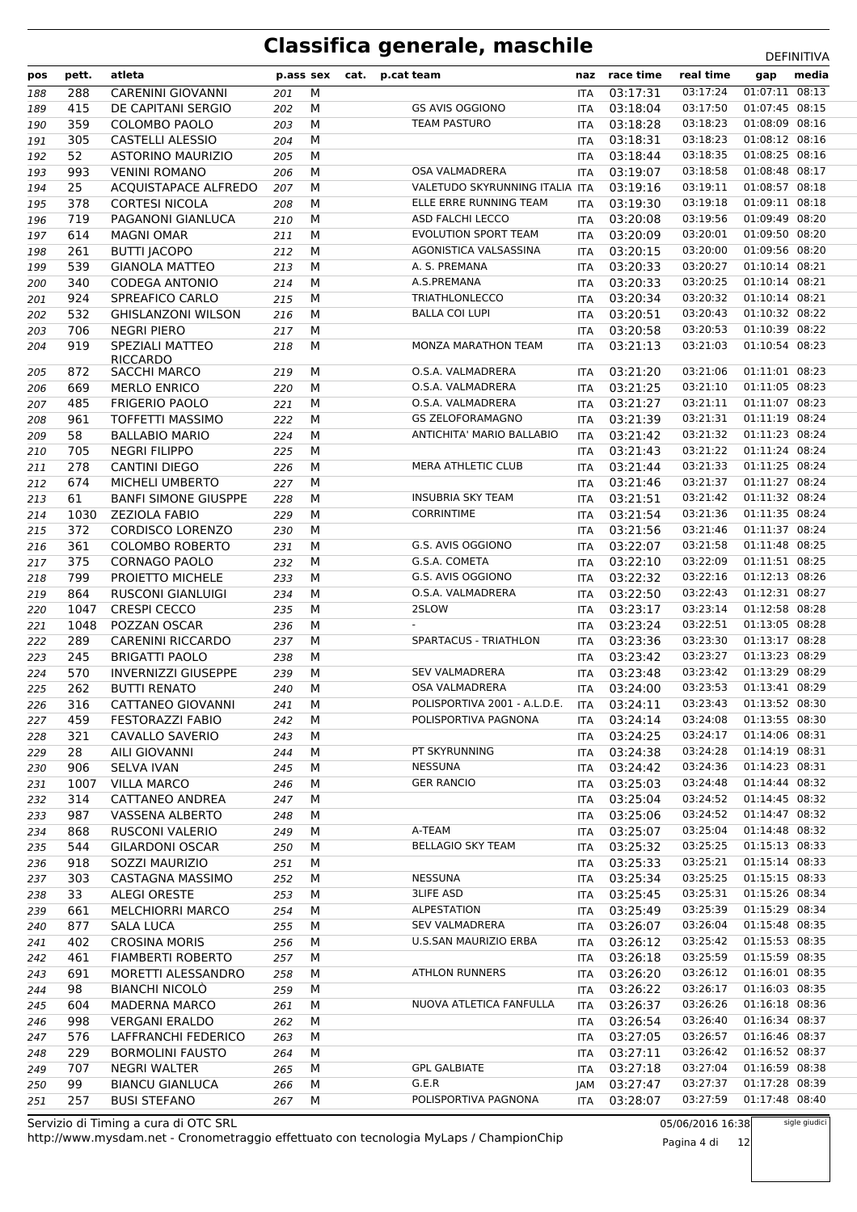# Classifica generale, maschile

DEFINITIVA

| pos | pett. | atleta | p.ass | sex | cat. | p.cat | team | naz | race time | real time | gap | media |
|---|---|---|---|---|---|---|---|---|---|---|---|---|
| 188 | 288 | CARENINI GIOVANNI | 201 | M | | | | ITA | 03:17:31 | 03:17:24 | 01:07:11 | 08:13 |
| 189 | 415 | DE CAPITANI SERGIO | 202 | M | | | GS AVIS OGGIONO | ITA | 03:18:04 | 03:17:50 | 01:07:45 | 08:15 |
| 190 | 359 | COLOMBO PAOLO | 203 | M | | | TEAM PASTURO | ITA | 03:18:28 | 03:18:23 | 01:08:09 | 08:16 |
| 191 | 305 | CASTELLI ALESSIO | 204 | M | | | | ITA | 03:18:31 | 03:18:23 | 01:08:12 | 08:16 |
| 192 | 52 | ASTORINO MAURIZIO | 205 | M | | | | ITA | 03:18:44 | 03:18:35 | 01:08:25 | 08:16 |
| 193 | 993 | VENINI ROMANO | 206 | M | | | OSA VALMADRERA | ITA | 03:19:07 | 03:18:58 | 01:08:48 | 08:17 |
| 194 | 25 | ACQUISTAPACE ALFREDO | 207 | M | | | VALETUDO SKYRUNNING ITALIA | ITA | 03:19:16 | 03:19:11 | 01:08:57 | 08:18 |
| 195 | 378 | CORTESI NICOLA | 208 | M | | | ELLE ERRE RUNNING TEAM | ITA | 03:19:30 | 03:19:18 | 01:09:11 | 08:18 |
| 196 | 719 | PAGANONI GIANLUCA | 210 | M | | | ASD FALCHI LECCO | ITA | 03:20:08 | 03:19:56 | 01:09:49 | 08:20 |
| 197 | 614 | MAGNI OMAR | 211 | M | | | EVOLUTION SPORT TEAM | ITA | 03:20:09 | 03:20:01 | 01:09:50 | 08:20 |
| 198 | 261 | BUTTI JACOPO | 212 | M | | | AGONISTICA VALSASSINA | ITA | 03:20:15 | 03:20:00 | 01:09:56 | 08:20 |
| 199 | 539 | GIANOLA MATTEO | 213 | M | | | A. S. PREMANA | ITA | 03:20:33 | 03:20:27 | 01:10:14 | 08:21 |
| 200 | 340 | CODEGA ANTONIO | 214 | M | | | A.S.PREMANA | ITA | 03:20:33 | 03:20:25 | 01:10:14 | 08:21 |
| 201 | 924 | SPREAFICO CARLO | 215 | M | | | TRIATHLONLECCO | ITA | 03:20:34 | 03:20:32 | 01:10:14 | 08:21 |
| 202 | 532 | GHISLANZONI WILSON | 216 | M | | | BALLA COI LUPI | ITA | 03:20:51 | 03:20:43 | 01:10:32 | 08:22 |
| 203 | 706 | NEGRI PIERO | 217 | M | | | | ITA | 03:20:58 | 03:20:53 | 01:10:39 | 08:22 |
| 204 | 919 | SPEZIALI MATTEO RICCARDO | 218 | M | | | MONZA MARATHON TEAM | ITA | 03:21:13 | 03:21:03 | 01:10:54 | 08:23 |
| 205 | 872 | SACCHI MARCO | 219 | M | | | O.S.A. VALMADRERA | ITA | 03:21:20 | 03:21:06 | 01:11:01 | 08:23 |
| 206 | 669 | MERLO ENRICO | 220 | M | | | O.S.A. VALMADRERA | ITA | 03:21:25 | 03:21:10 | 01:11:05 | 08:23 |
| 207 | 485 | FRIGERIO PAOLO | 221 | M | | | O.S.A. VALMADRERA | ITA | 03:21:27 | 03:21:11 | 01:11:07 | 08:23 |
| 208 | 961 | TOFFETTI MASSIMO | 222 | M | | | GS ZELOFORAMAGNO | ITA | 03:21:39 | 03:21:31 | 01:11:19 | 08:24 |
| 209 | 58 | BALLABIO MARIO | 224 | M | | | ANTICHITA' MARIO BALLABIO | ITA | 03:21:42 | 03:21:32 | 01:11:23 | 08:24 |
| 210 | 705 | NEGRI FILIPPO | 225 | M | | | | ITA | 03:21:43 | 03:21:22 | 01:11:24 | 08:24 |
| 211 | 278 | CANTINI DIEGO | 226 | M | | | MERA ATHLETIC CLUB | ITA | 03:21:44 | 03:21:33 | 01:11:25 | 08:24 |
| 212 | 674 | MICHELI UMBERTO | 227 | M | | | | ITA | 03:21:46 | 03:21:37 | 01:11:27 | 08:24 |
| 213 | 61 | BANFI SIMONE GIUSPPE | 228 | M | | | INSUBRIA SKY TEAM | ITA | 03:21:51 | 03:21:42 | 01:11:32 | 08:24 |
| 214 | 1030 | ZEZIOLA FABIO | 229 | M | | | CORRINTIME | ITA | 03:21:54 | 03:21:36 | 01:11:35 | 08:24 |
| 215 | 372 | CORDISCO LORENZO | 230 | M | | | | ITA | 03:21:56 | 03:21:46 | 01:11:37 | 08:24 |
| 216 | 361 | COLOMBO ROBERTO | 231 | M | | | G.S. AVIS OGGIONO | ITA | 03:22:07 | 03:21:58 | 01:11:48 | 08:25 |
| 217 | 375 | CORNAGO PAOLO | 232 | M | | | G.S.A. COMETA | ITA | 03:22:10 | 03:22:09 | 01:11:51 | 08:25 |
| 218 | 799 | PROIETTO MICHELE | 233 | M | | | G.S. AVIS OGGIONO | ITA | 03:22:32 | 03:22:16 | 01:12:13 | 08:26 |
| 219 | 864 | RUSCONI GIANLUIGI | 234 | M | | | O.S.A. VALMADRERA | ITA | 03:22:50 | 03:22:43 | 01:12:31 | 08:27 |
| 220 | 1047 | CRESPI CECCO | 235 | M | | | 2SLOW | ITA | 03:23:17 | 03:23:14 | 01:12:58 | 08:28 |
| 221 | 1048 | POZZAN OSCAR | 236 | M | | | - | ITA | 03:23:24 | 03:22:51 | 01:13:05 | 08:28 |
| 222 | 289 | CARENINI RICCARDO | 237 | M | | | SPARTACUS - TRIATHLON | ITA | 03:23:36 | 03:23:30 | 01:13:17 | 08:28 |
| 223 | 245 | BRIGATTI PAOLO | 238 | M | | | | ITA | 03:23:42 | 03:23:27 | 01:13:23 | 08:29 |
| 224 | 570 | INVERNIZZI GIUSEPPE | 239 | M | | | SEV VALMADRERA | ITA | 03:23:48 | 03:23:42 | 01:13:29 | 08:29 |
| 225 | 262 | BUTTI RENATO | 240 | M | | | OSA VALMADRERA | ITA | 03:24:00 | 03:23:53 | 01:13:41 | 08:29 |
| 226 | 316 | CATTANEO GIOVANNI | 241 | M | | | POLISPORTIVA 2001 - A.L.D.E. | ITA | 03:24:11 | 03:23:43 | 01:13:52 | 08:30 |
| 227 | 459 | FESTORAZZI FABIO | 242 | M | | | POLISPORTIVA PAGNONA | ITA | 03:24:14 | 03:24:08 | 01:13:55 | 08:30 |
| 228 | 321 | CAVALLO SAVERIO | 243 | M | | | | ITA | 03:24:25 | 03:24:17 | 01:14:06 | 08:31 |
| 229 | 28 | AILI GIOVANNI | 244 | M | | | PT SKYRUNNING | ITA | 03:24:38 | 03:24:28 | 01:14:19 | 08:31 |
| 230 | 906 | SELVA IVAN | 245 | M | | | NESSUNA | ITA | 03:24:42 | 03:24:36 | 01:14:23 | 08:31 |
| 231 | 1007 | VILLA MARCO | 246 | M | | | GER RANCIO | ITA | 03:25:03 | 03:24:48 | 01:14:44 | 08:32 |
| 232 | 314 | CATTANEO ANDREA | 247 | M | | | | ITA | 03:25:04 | 03:24:52 | 01:14:45 | 08:32 |
| 233 | 987 | VASSENA ALBERTO | 248 | M | | | | ITA | 03:25:06 | 03:24:52 | 01:14:47 | 08:32 |
| 234 | 868 | RUSCONI VALERIO | 249 | M | | | A-TEAM | ITA | 03:25:07 | 03:25:04 | 01:14:48 | 08:32 |
| 235 | 544 | GILARDONI OSCAR | 250 | M | | | BELLAGIO SKY TEAM | ITA | 03:25:32 | 03:25:25 | 01:15:13 | 08:33 |
| 236 | 918 | SOZZI MAURIZIO | 251 | M | | | | ITA | 03:25:33 | 03:25:21 | 01:15:14 | 08:33 |
| 237 | 303 | CASTAGNA MASSIMO | 252 | M | | | NESSUNA | ITA | 03:25:34 | 03:25:25 | 01:15:15 | 08:33 |
| 238 | 33 | ALEGI ORESTE | 253 | M | | | 3LIFE ASD | ITA | 03:25:45 | 03:25:31 | 01:15:26 | 08:34 |
| 239 | 661 | MELCHIORRI MARCO | 254 | M | | | ALPESTATION | ITA | 03:25:49 | 03:25:39 | 01:15:29 | 08:34 |
| 240 | 877 | SALA LUCA | 255 | M | | | SEV VALMADRERA | ITA | 03:26:07 | 03:26:04 | 01:15:48 | 08:35 |
| 241 | 402 | CROSINA MORIS | 256 | M | | | U.S.SAN MAURIZIO ERBA | ITA | 03:26:12 | 03:25:42 | 01:15:53 | 08:35 |
| 242 | 461 | FIAMBERTI ROBERTO | 257 | M | | | | ITA | 03:26:18 | 03:25:59 | 01:15:59 | 08:35 |
| 243 | 691 | MORETTI ALESSANDRO | 258 | M | | | ATHLON RUNNERS | ITA | 03:26:20 | 03:26:12 | 01:16:01 | 08:35 |
| 244 | 98 | BIANCHI NICOLÒ | 259 | M | | | | ITA | 03:26:22 | 03:26:17 | 01:16:03 | 08:35 |
| 245 | 604 | MADERNA MARCO | 261 | M | | | NUOVA ATLETICA FANFULLA | ITA | 03:26:37 | 03:26:26 | 01:16:18 | 08:36 |
| 246 | 998 | VERGANI ERALDO | 262 | M | | | | ITA | 03:26:54 | 03:26:40 | 01:16:34 | 08:37 |
| 247 | 576 | LAFFRANCHI FEDERICO | 263 | M | | | | ITA | 03:27:05 | 03:26:57 | 01:16:46 | 08:37 |
| 248 | 229 | BORMOLINI FAUSTO | 264 | M | | | | ITA | 03:27:11 | 03:26:42 | 01:16:52 | 08:37 |
| 249 | 707 | NEGRI WALTER | 265 | M | | | GPL GALBIATE | ITA | 03:27:18 | 03:27:04 | 01:16:59 | 08:38 |
| 250 | 99 | BIANCU GIANLUCA | 266 | M | | | G.E.R | JAM | 03:27:47 | 03:27:37 | 01:17:28 | 08:39 |
| 251 | 257 | BUSI STEFANO | 267 | M | | | POLISPORTIVA PAGNONA | ITA | 03:28:07 | 03:27:59 | 01:17:48 | 08:40 |

Servizio di Timing a cura di OTC SRL
http://www.mysdam.net - Cronometraggio effettuato con tecnologia MyLaps / ChampionChip

05/06/2016 16:38

sigle giudici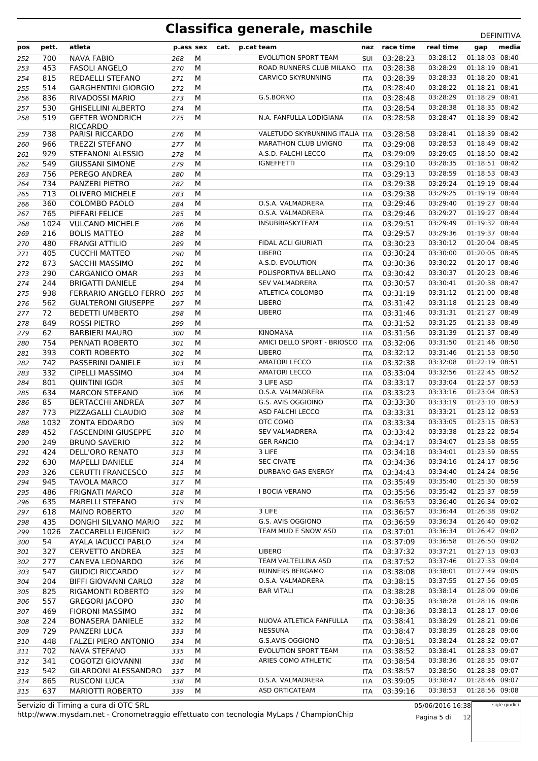# Classifica generale, maschile

DEFINITIVA

| pos | pett. | atleta | p.ass | sex | cat. | p.cat | team | naz | race time | real time | gap | media |
|---|---|---|---|---|---|---|---|---|---|---|---|---|
| 252 | 700 | NAVA FABIO | 268 | M | | | EVOLUTION SPORT TEAM | SUI | 03:28:23 | 03:28:12 | 01:18:03 | 08:40 |
| 253 | 453 | FASOLI ANGELO | 270 | M | | | ROAD RUNNERS CLUB MILANO | ITA | 03:28:38 | 03:28:29 | 01:18:19 | 08:41 |
| 254 | 815 | REDAELLI STEFANO | 271 | M | | | CARVICO SKYRUNNING | ITA | 03:28:39 | 03:28:33 | 01:18:20 | 08:41 |
| 255 | 514 | GARGHENTINI GIORGIO | 272 | M | | | | ITA | 03:28:40 | 03:28:22 | 01:18:21 | 08:41 |
| 256 | 836 | RIVADOSSI MARIO | 273 | M | | | G.S.BORNO | ITA | 03:28:48 | 03:28:29 | 01:18:29 | 08:41 |
| 257 | 530 | GHISELLINI ALBERTO | 274 | M | | | | ITA | 03:28:54 | 03:28:38 | 01:18:35 | 08:42 |
| 258 | 519 | GEFTER WONDRICH RICCARDO | 275 | M | | | N.A. FANFULLA LODIGIANA | ITA | 03:28:58 | 03:28:47 | 01:18:39 | 08:42 |
| 259 | 738 | PARISI RICCARDO | 276 | M | | | VALETUDO SKYRUNNING ITALIA | ITA | 03:28:58 | 03:28:41 | 01:18:39 | 08:42 |
| 260 | 966 | TREZZI STEFANO | 277 | M | | | MARATHON CLUB LIVIGNO | ITA | 03:29:08 | 03:28:53 | 01:18:49 | 08:42 |
| 261 | 929 | STEFANONI ALESSIO | 278 | M | | | A.S.D. FALCHI LECCO | ITA | 03:29:09 | 03:29:05 | 01:18:50 | 08:42 |
| 262 | 549 | GIUSSANI SIMONE | 279 | M | | | IGNEFFETTI | ITA | 03:29:10 | 03:28:35 | 01:18:51 | 08:42 |
| 263 | 756 | PEREGO ANDREA | 280 | M | | | | ITA | 03:29:13 | 03:28:59 | 01:18:53 | 08:43 |
| 264 | 734 | PANZERI PIETRO | 282 | M | | | | ITA | 03:29:38 | 03:29:24 | 01:19:19 | 08:44 |
| 265 | 713 | OLIVERO MICHELE | 283 | M | | | | ITA | 03:29:38 | 03:29:25 | 01:19:19 | 08:44 |
| 266 | 360 | COLOMBO PAOLO | 284 | M | | | O.S.A. VALMADRERA | ITA | 03:29:46 | 03:29:40 | 01:19:27 | 08:44 |
| 267 | 765 | PIFFARI FELICE | 285 | M | | | O.S.A. VALMADRERA | ITA | 03:29:46 | 03:29:27 | 01:19:27 | 08:44 |
| 268 | 1024 | VULCANO MICHELE | 286 | M | | | INSUBRIASKYTEAM | ITA | 03:29:51 | 03:29:49 | 01:19:32 | 08:44 |
| 269 | 216 | BOLIS MATTEO | 288 | M | | | | ITA | 03:29:57 | 03:29:36 | 01:19:37 | 08:44 |
| 270 | 480 | FRANGI ATTILIO | 289 | M | | | FIDAL ACLI GIURIATI | ITA | 03:30:23 | 03:30:12 | 01:20:04 | 08:45 |
| 271 | 405 | CUCCHI MATTEO | 290 | M | | | LIBERO | ITA | 03:30:24 | 03:30:00 | 01:20:05 | 08:45 |
| 272 | 873 | SACCHI MASSIMO | 291 | M | | | A.S.D. EVOLUTION | ITA | 03:30:36 | 03:30:22 | 01:20:17 | 08:46 |
| 273 | 290 | CARGANICO OMAR | 293 | M | | | POLISPORTIVA BELLANO | ITA | 03:30:42 | 03:30:37 | 01:20:23 | 08:46 |
| 274 | 244 | BRIGATTI DANIELE | 294 | M | | | SEV VALMADRERA | ITA | 03:30:57 | 03:30:41 | 01:20:38 | 08:47 |
| 275 | 938 | FERRARIO ANGELO FERRO | 295 | M | | | ATLETICA COLOMBO | ITA | 03:31:19 | 03:31:12 | 01:21:00 | 08:48 |
| 276 | 562 | GUALTERONI GIUSEPPE | 297 | M | | | LIBERO | ITA | 03:31:42 | 03:31:18 | 01:21:23 | 08:49 |
| 277 | 72 | BEDETTI UMBERTO | 298 | M | | | LIBERO | ITA | 03:31:46 | 03:31:31 | 01:21:27 | 08:49 |
| 278 | 849 | ROSSI PIETRO | 299 | M | | | | ITA | 03:31:52 | 03:31:25 | 01:21:33 | 08:49 |
| 279 | 62 | BARBIERI MAURO | 300 | M | | | KINOMANA | ITA | 03:31:56 | 03:31:39 | 01:21:37 | 08:49 |
| 280 | 754 | PENNATI ROBERTO | 301 | M | | | AMICI DELLO SPORT - BRIOSCO | ITA | 03:32:06 | 03:31:50 | 01:21:46 | 08:50 |
| 281 | 393 | CORTI ROBERTO | 302 | M | | | LIBERO | ITA | 03:32:12 | 03:31:46 | 01:21:53 | 08:50 |
| 282 | 742 | PASSERINI DANIELE | 303 | M | | | AMATORI LECCO | ITA | 03:32:38 | 03:32:08 | 01:22:19 | 08:51 |
| 283 | 332 | CIPELLI MASSIMO | 304 | M | | | AMATORI LECCO | ITA | 03:33:04 | 03:32:56 | 01:22:45 | 08:52 |
| 284 | 801 | QUINTINI IGOR | 305 | M | | | 3 LIFE ASD | ITA | 03:33:17 | 03:33:04 | 01:22:57 | 08:53 |
| 285 | 634 | MARCON STEFANO | 306 | M | | | O.S.A. VALMADRERA | ITA | 03:33:23 | 03:33:16 | 01:23:04 | 08:53 |
| 286 | 85 | BERTACCHI ANDREA | 307 | M | | | G.S. AVIS OGGIOINO | ITA | 03:33:30 | 03:33:19 | 01:23:10 | 08:53 |
| 287 | 773 | PIZZAGALLI CLAUDIO | 308 | M | | | ASD FALCHI LECCO | ITA | 03:33:31 | 03:33:21 | 01:23:12 | 08:53 |
| 288 | 1032 | ZONTA EDOARDO | 309 | M | | | OTC COMO | ITA | 03:33:34 | 03:33:05 | 01:23:15 | 08:53 |
| 289 | 452 | FASCENDINI GIUSEPPE | 310 | M | | | SEV VALMADRERA | ITA | 03:33:42 | 03:33:38 | 01:23:22 | 08:54 |
| 290 | 249 | BRUNO SAVERIO | 312 | M | | | GER RANCIO | ITA | 03:34:17 | 03:34:07 | 01:23:58 | 08:55 |
| 291 | 424 | DELL'ORO RENATO | 313 | M | | | 3 LIFE | ITA | 03:34:18 | 03:34:01 | 01:23:59 | 08:55 |
| 292 | 630 | MAPELLI DANIELE | 314 | M | | | SEC CIVATE | ITA | 03:34:36 | 03:34:16 | 01:24:17 | 08:56 |
| 293 | 326 | CERUTTI FRANCESCO | 315 | M | | | DURBANO GAS ENERGY | ITA | 03:34:43 | 03:34:40 | 01:24:24 | 08:56 |
| 294 | 945 | TAVOLA MARCO | 317 | M | | | | ITA | 03:35:49 | 03:35:40 | 01:25:30 | 08:59 |
| 295 | 486 | FRIGNATI MARCO | 318 | M | | | I BOCIA VERANO | ITA | 03:35:56 | 03:35:42 | 01:25:37 | 08:59 |
| 296 | 635 | MARELLI STEFANO | 319 | M | | | | ITA | 03:36:53 | 03:36:40 | 01:26:34 | 09:02 |
| 297 | 618 | MAINO ROBERTO | 320 | M | | | 3 LIFE | ITA | 03:36:57 | 03:36:44 | 01:26:38 | 09:02 |
| 298 | 435 | DONGHI SILVANO MARIO | 321 | M | | | G.S. AVIS OGGIONO | ITA | 03:36:59 | 03:36:34 | 01:26:40 | 09:02 |
| 299 | 1026 | ZACCARELLI EUGENIO | 322 | M | | | TEAM MUD E SNOW ASD | ITA | 03:37:01 | 03:36:34 | 01:26:42 | 09:02 |
| 300 | 54 | AYALA IACUCCI PABLO | 324 | M | | | | ITA | 03:37:09 | 03:36:58 | 01:26:50 | 09:02 |
| 301 | 327 | CERVETTO ANDREA | 325 | M | | | LIBERO | ITA | 03:37:32 | 03:37:21 | 01:27:13 | 09:03 |
| 302 | 277 | CANEVA LEONARDO | 326 | M | | | TEAM VALTELLINA ASD | ITA | 03:37:52 | 03:37:46 | 01:27:33 | 09:04 |
| 303 | 547 | GIUDICI RICCARDO | 327 | M | | | RUNNERS BERGAMO | ITA | 03:38:08 | 03:38:01 | 01:27:49 | 09:05 |
| 304 | 204 | BIFFI GIOVANNI CARLO | 328 | M | | | O.S.A. VALMADRERA | ITA | 03:38:15 | 03:37:55 | 01:27:56 | 09:05 |
| 305 | 825 | RIGAMONTI ROBERTO | 329 | M | | | BAR VITALI | ITA | 03:38:28 | 03:38:14 | 01:28:09 | 09:06 |
| 306 | 557 | GREGORI JACOPO | 330 | M | | | | ITA | 03:38:35 | 03:38:28 | 01:28:16 | 09:06 |
| 307 | 469 | FIORONI MASSIMO | 331 | M | | | | ITA | 03:38:36 | 03:38:13 | 01:28:17 | 09:06 |
| 308 | 224 | BONASERA DANIELE | 332 | M | | | NUOVA ATLETICA FANFULLA | ITA | 03:38:41 | 03:38:29 | 01:28:21 | 09:06 |
| 309 | 729 | PANZERI LUCA | 333 | M | | | NESSUNA | ITA | 03:38:47 | 03:38:39 | 01:28:28 | 09:06 |
| 310 | 448 | FALZEI PIERO ANTONIO | 334 | M | | | G.S.AVIS OGGIONO | ITA | 03:38:51 | 03:38:24 | 01:28:32 | 09:07 |
| 311 | 702 | NAVA STEFANO | 335 | M | | | EVOLUTION SPORT TEAM | ITA | 03:38:52 | 03:38:41 | 01:28:33 | 09:07 |
| 312 | 341 | COGOTZI GIOVANNI | 336 | M | | | ARIES COMO ATHLETIC | ITA | 03:38:54 | 03:38:36 | 01:28:35 | 09:07 |
| 313 | 542 | GILARDONI ALESSANDRO | 337 | M | | | | ITA | 03:38:57 | 03:38:50 | 01:28:38 | 09:07 |
| 314 | 865 | RUSCONI LUCA | 338 | M | | | O.S.A. VALMADRERA | ITA | 03:39:05 | 03:38:47 | 01:28:46 | 09:07 |
| 315 | 637 | MARIOTTI ROBERTO | 339 | M | | | ASD ORTICATEAM | ITA | 03:39:16 | 03:38:53 | 01:28:56 | 09:08 |

Servizio di Timing a cura di OTC SRL
http://www.mysdam.net - Cronometraggio effettuato con tecnologia MyLaps / ChampionChip

05/06/2016 16:38

sigle giudici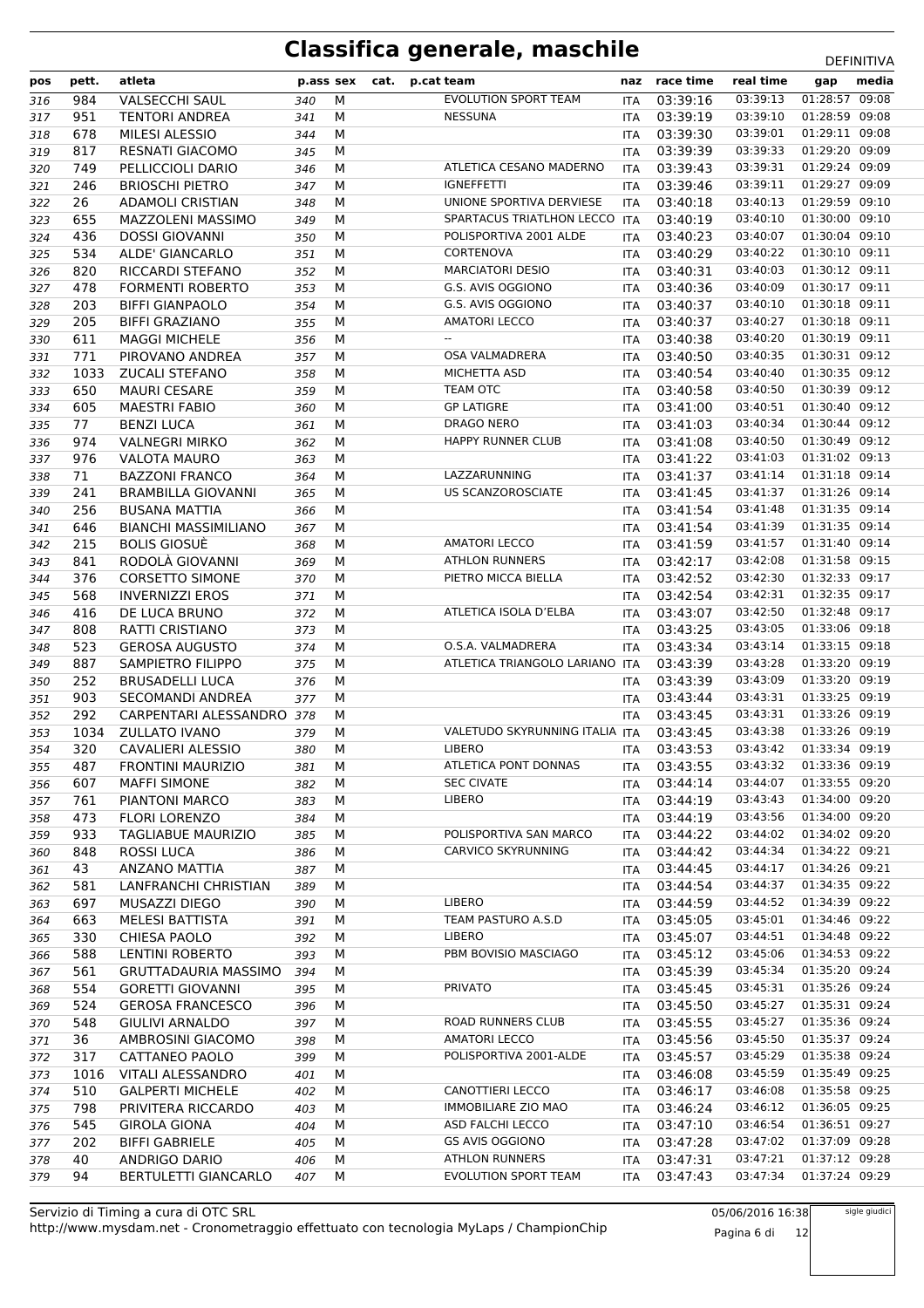# Classifica generale, maschile

DEFINITIVA

| pos | pett. | atleta | p.ass | sex | cat. | p.cat | team | naz | race time | real time | gap | media |
|---|---|---|---|---|---|---|---|---|---|---|---|---|
| 316 | 984 | VALSECCHI SAUL | 340 | M | | | EVOLUTION SPORT TEAM | ITA | 03:39:16 | 03:39:13 | 01:28:57 | 09:08 |
| 317 | 951 | TENTORI ANDREA | 341 | M | | | NESSUNA | ITA | 03:39:19 | 03:39:10 | 01:28:59 | 09:08 |
| 318 | 678 | MILESI ALESSIO | 344 | M | | | | ITA | 03:39:30 | 03:39:01 | 01:29:11 | 09:08 |
| 319 | 817 | RESNATI GIACOMO | 345 | M | | | | ITA | 03:39:39 | 03:39:33 | 01:29:20 | 09:09 |
| 320 | 749 | PELLICCIOLI DARIO | 346 | M | | | ATLETICA CESANO MADERNO | ITA | 03:39:43 | 03:39:31 | 01:29:24 | 09:09 |
| 321 | 246 | BRIOSCHI PIETRO | 347 | M | | | IGNEFFETTI | ITA | 03:39:46 | 03:39:11 | 01:29:27 | 09:09 |
| 322 | 26 | ADAMOLI CRISTIAN | 348 | M | | | UNIONE SPORTIVA DERVIESE | ITA | 03:40:18 | 03:40:13 | 01:29:59 | 09:10 |
| 323 | 655 | MAZZOLENI MASSIMO | 349 | M | | | SPARTACUS TRIATLHON LECCO | ITA | 03:40:19 | 03:40:10 | 01:30:00 | 09:10 |
| 324 | 436 | DOSSI GIOVANNI | 350 | M | | | POLISPORTIVA 2001 ALDE | ITA | 03:40:23 | 03:40:07 | 01:30:04 | 09:10 |
| 325 | 534 | ALDE' GIANCARLO | 351 | M | | | CORTENOVA | ITA | 03:40:29 | 03:40:22 | 01:30:10 | 09:11 |
| 326 | 820 | RICCARDI STEFANO | 352 | M | | | MARCIATORI DESIO | ITA | 03:40:31 | 03:40:03 | 01:30:12 | 09:11 |
| 327 | 478 | FORMENTI ROBERTO | 353 | M | | | G.S. AVIS OGGIONO | ITA | 03:40:36 | 03:40:09 | 01:30:17 | 09:11 |
| 328 | 203 | BIFFI GIANPAOLO | 354 | M | | | G.S. AVIS OGGIONO | ITA | 03:40:37 | 03:40:10 | 01:30:18 | 09:11 |
| 329 | 205 | BIFFI GRAZIANO | 355 | M | | | AMATORI LECCO | ITA | 03:40:37 | 03:40:27 | 01:30:18 | 09:11 |
| 330 | 611 | MAGGI MICHELE | 356 | M | | | -- | ITA | 03:40:38 | 03:40:20 | 01:30:19 | 09:11 |
| 331 | 771 | PIROVANO ANDREA | 357 | M | | | OSA VALMADRERA | ITA | 03:40:50 | 03:40:35 | 01:30:31 | 09:12 |
| 332 | 1033 | ZUCALI STEFANO | 358 | M | | | MICHETTA ASD | ITA | 03:40:54 | 03:40:40 | 01:30:35 | 09:12 |
| 333 | 650 | MAURI CESARE | 359 | M | | | TEAM OTC | ITA | 03:40:58 | 03:40:50 | 01:30:39 | 09:12 |
| 334 | 605 | MAESTRI FABIO | 360 | M | | | GP LATIGRE | ITA | 03:41:00 | 03:40:51 | 01:30:40 | 09:12 |
| 335 | 77 | BENZI LUCA | 361 | M | | | DRAGO NERO | ITA | 03:41:03 | 03:40:34 | 01:30:44 | 09:12 |
| 336 | 974 | VALNEGRI MIRKO | 362 | M | | | HAPPY RUNNER CLUB | ITA | 03:41:08 | 03:40:50 | 01:30:49 | 09:12 |
| 337 | 976 | VALOTA MAURO | 363 | M | | | | ITA | 03:41:22 | 03:41:03 | 01:31:02 | 09:13 |
| 338 | 71 | BAZZONI FRANCO | 364 | M | | | LAZZARUNNING | ITA | 03:41:37 | 03:41:14 | 01:31:18 | 09:14 |
| 339 | 241 | BRAMBILLA GIOVANNI | 365 | M | | | US SCANZOROSCIATE | ITA | 03:41:45 | 03:41:37 | 01:31:26 | 09:14 |
| 340 | 256 | BUSANA MATTIA | 366 | M | | | | ITA | 03:41:54 | 03:41:48 | 01:31:35 | 09:14 |
| 341 | 646 | BIANCHI MASSIMILIANO | 367 | M | | | | ITA | 03:41:54 | 03:41:39 | 01:31:35 | 09:14 |
| 342 | 215 | BOLIS GIOSUÈ | 368 | M | | | AMATORI LECCO | ITA | 03:41:59 | 03:41:57 | 01:31:40 | 09:14 |
| 343 | 841 | RODOLÀ GIOVANNI | 369 | M | | | ATHLON RUNNERS | ITA | 03:42:17 | 03:42:08 | 01:31:58 | 09:15 |
| 344 | 376 | CORSETTO SIMONE | 370 | M | | | PIETRO MICCA BIELLA | ITA | 03:42:52 | 03:42:30 | 01:32:33 | 09:17 |
| 345 | 568 | INVERNIZZI EROS | 371 | M | | | | ITA | 03:42:54 | 03:42:31 | 01:32:35 | 09:17 |
| 346 | 416 | DE LUCA BRUNO | 372 | M | | | ATLETICA ISOLA D'ELBA | ITA | 03:43:07 | 03:42:50 | 01:32:48 | 09:17 |
| 347 | 808 | RATTI CRISTIANO | 373 | M | | | | ITA | 03:43:25 | 03:43:05 | 01:33:06 | 09:18 |
| 348 | 523 | GEROSA AUGUSTO | 374 | M | | | O.S.A. VALMADRERA | ITA | 03:43:34 | 03:43:14 | 01:33:15 | 09:18 |
| 349 | 887 | SAMPIETRO FILIPPO | 375 | M | | | ATLETICA TRIANGOLO LARIANO | ITA | 03:43:39 | 03:43:28 | 01:33:20 | 09:19 |
| 350 | 252 | BRUSADELLI LUCA | 376 | M | | | | ITA | 03:43:39 | 03:43:09 | 01:33:20 | 09:19 |
| 351 | 903 | SECOMANDI ANDREA | 377 | M | | | | ITA | 03:43:44 | 03:43:31 | 01:33:25 | 09:19 |
| 352 | 292 | CARPENTARI ALESSANDRO | 378 | M | | | | ITA | 03:43:45 | 03:43:31 | 01:33:26 | 09:19 |
| 353 | 1034 | ZULLATO IVANO | 379 | M | | | VALETUDO SKYRUNNING ITALIA | ITA | 03:43:45 | 03:43:38 | 01:33:26 | 09:19 |
| 354 | 320 | CAVALIERI ALESSIO | 380 | M | | | LIBERO | ITA | 03:43:53 | 03:43:42 | 01:33:34 | 09:19 |
| 355 | 487 | FRONTINI MAURIZIO | 381 | M | | | ATLETICA PONT DONNAS | ITA | 03:43:55 | 03:43:32 | 01:33:36 | 09:19 |
| 356 | 607 | MAFFI SIMONE | 382 | M | | | SEC CIVATE | ITA | 03:44:14 | 03:44:07 | 01:33:55 | 09:20 |
| 357 | 761 | PIANTONI MARCO | 383 | M | | | LIBERO | ITA | 03:44:19 | 03:43:43 | 01:34:00 | 09:20 |
| 358 | 473 | FLORI LORENZO | 384 | M | | | | ITA | 03:44:19 | 03:43:56 | 01:34:00 | 09:20 |
| 359 | 933 | TAGLIABUE MAURIZIO | 385 | M | | | POLISPORTIVA SAN MARCO | ITA | 03:44:22 | 03:44:02 | 01:34:02 | 09:20 |
| 360 | 848 | ROSSI LUCA | 386 | M | | | CARVICO SKYRUNNING | ITA | 03:44:42 | 03:44:34 | 01:34:22 | 09:21 |
| 361 | 43 | ANZANO MATTIA | 387 | M | | | | ITA | 03:44:45 | 03:44:17 | 01:34:26 | 09:21 |
| 362 | 581 | LANFRANCHI CHRISTIAN | 389 | M | | | | ITA | 03:44:54 | 03:44:37 | 01:34:35 | 09:22 |
| 363 | 697 | MUSAZZI DIEGO | 390 | M | | | LIBERO | ITA | 03:44:59 | 03:44:52 | 01:34:39 | 09:22 |
| 364 | 663 | MELESI BATTISTA | 391 | M | | | TEAM PASTURO A.S.D | ITA | 03:45:05 | 03:45:01 | 01:34:46 | 09:22 |
| 365 | 330 | CHIESA PAOLO | 392 | M | | | LIBERO | ITA | 03:45:07 | 03:44:51 | 01:34:48 | 09:22 |
| 366 | 588 | LENTINI ROBERTO | 393 | M | | | PBM BOVISIO MASCIAGO | ITA | 03:45:12 | 03:45:06 | 01:34:53 | 09:22 |
| 367 | 561 | GRUTTADAURIA MASSIMO | 394 | M | | | | ITA | 03:45:39 | 03:45:34 | 01:35:20 | 09:24 |
| 368 | 554 | GORETTI GIOVANNI | 395 | M | | | PRIVATO | ITA | 03:45:45 | 03:45:31 | 01:35:26 | 09:24 |
| 369 | 524 | GEROSA FRANCESCO | 396 | M | | | | ITA | 03:45:50 | 03:45:27 | 01:35:31 | 09:24 |
| 370 | 548 | GIULIVI ARNALDO | 397 | M | | | ROAD RUNNERS CLUB | ITA | 03:45:55 | 03:45:27 | 01:35:36 | 09:24 |
| 371 | 36 | AMBROSINI GIACOMO | 398 | M | | | AMATORI LECCO | ITA | 03:45:56 | 03:45:50 | 01:35:37 | 09:24 |
| 372 | 317 | CATTANEO PAOLO | 399 | M | | | POLISPORTIVA 2001-ALDE | ITA | 03:45:57 | 03:45:29 | 01:35:38 | 09:24 |
| 373 | 1016 | VITALI ALESSANDRO | 401 | M | | | | ITA | 03:46:08 | 03:45:59 | 01:35:49 | 09:25 |
| 374 | 510 | GALPERTI MICHELE | 402 | M | | | CANOTTIERI LECCO | ITA | 03:46:17 | 03:46:08 | 01:35:58 | 09:25 |
| 375 | 798 | PRIVITERA RICCARDO | 403 | M | | | IMMOBILIARE ZIO MAO | ITA | 03:46:24 | 03:46:12 | 01:36:05 | 09:25 |
| 376 | 545 | GIROLA GIONA | 404 | M | | | ASD FALCHI LECCO | ITA | 03:47:10 | 03:46:54 | 01:36:51 | 09:27 |
| 377 | 202 | BIFFI GABRIELE | 405 | M | | | GS AVIS OGGIONO | ITA | 03:47:28 | 03:47:02 | 01:37:09 | 09:28 |
| 378 | 40 | ANDRIGO DARIO | 406 | M | | | ATHLON RUNNERS | ITA | 03:47:31 | 03:47:21 | 01:37:12 | 09:28 |
| 379 | 94 | BERTULETTI GIANCARLO | 407 | M | | | EVOLUTION SPORT TEAM | ITA | 03:47:43 | 03:47:34 | 01:37:24 | 09:29 |

Servizio di Timing a cura di OTC SRL
http://www.mysdam.net - Cronometraggio effettuato con tecnologia MyLaps / ChampionChip

05/06/2016 16:38

sigle giudici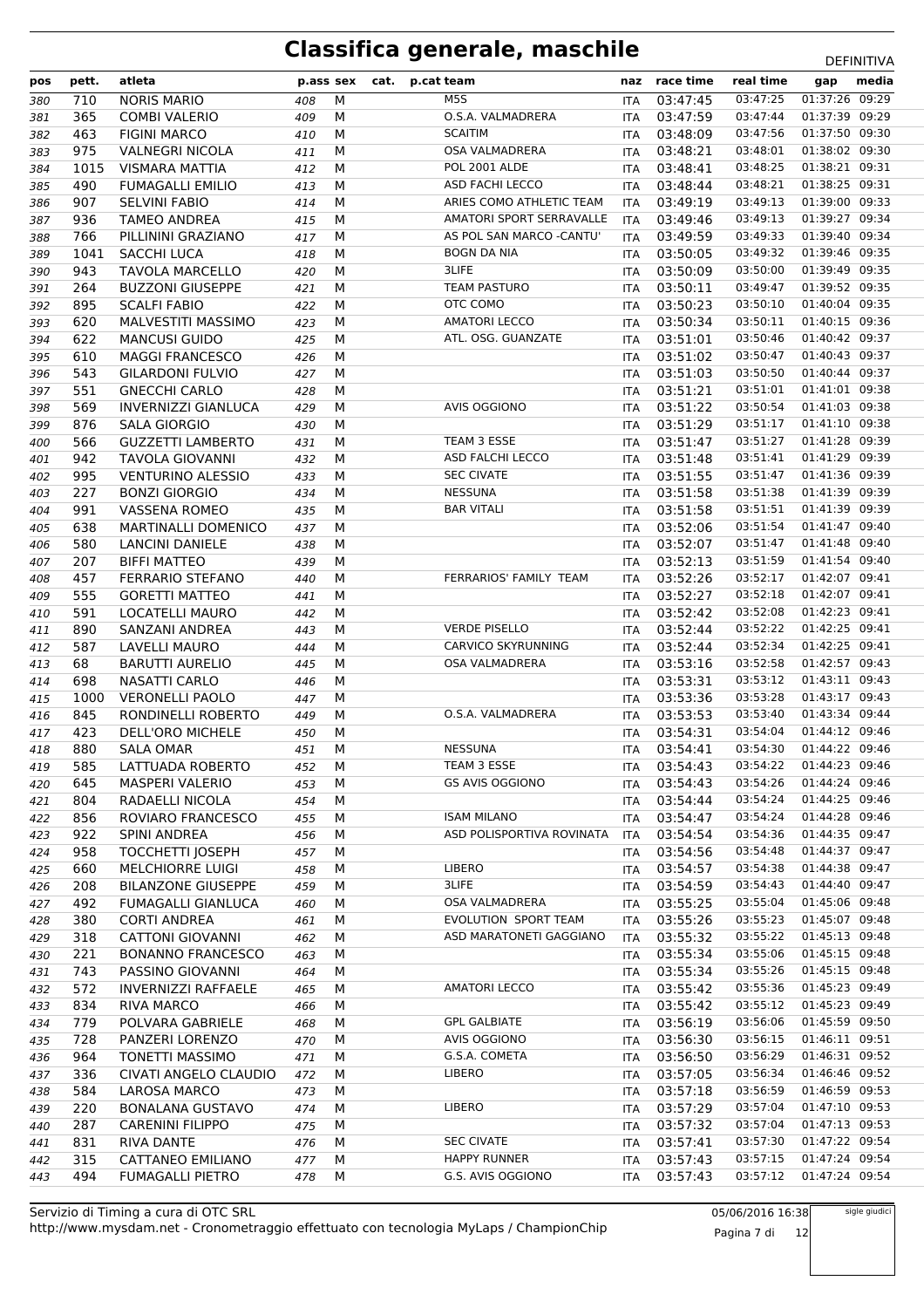# Classifica generale, maschile

DEFINITIVA

| pos | pett. | atleta | p.ass | sex | cat. | p.cat | team | naz | race time | real time | gap | media |
|---|---|---|---|---|---|---|---|---|---|---|---|---|
| 380 | 710 | NORIS MARIO | 408 | M | | | M5S | ITA | 03:47:45 | 03:47:25 | 01:37:26 | 09:29 |
| 381 | 365 | COMBI VALERIO | 409 | M | | | O.S.A. VALMADRERA | ITA | 03:47:59 | 03:47:44 | 01:37:39 | 09:29 |
| 382 | 463 | FIGINI MARCO | 410 | M | | | SCAITIM | ITA | 03:48:09 | 03:47:56 | 01:37:50 | 09:30 |
| 383 | 975 | VALNEGRI NICOLA | 411 | M | | | OSA VALMADRERA | ITA | 03:48:21 | 03:48:01 | 01:38:02 | 09:30 |
| 384 | 1015 | VISMARA MATTIA | 412 | M | | | POL 2001 ALDE | ITA | 03:48:41 | 03:48:25 | 01:38:21 | 09:31 |
| 385 | 490 | FUMAGALLI EMILIO | 413 | M | | | ASD FACHI LECCO | ITA | 03:48:44 | 03:48:21 | 01:38:25 | 09:31 |
| 386 | 907 | SELVINI FABIO | 414 | M | | | ARIES COMO ATHLETIC TEAM | ITA | 03:49:19 | 03:49:13 | 01:39:00 | 09:33 |
| 387 | 936 | TAMEO ANDREA | 415 | M | | | AMATORI SPORT SERRAVALLE | ITA | 03:49:46 | 03:49:13 | 01:39:27 | 09:34 |
| 388 | 766 | PILLININI GRAZIANO | 417 | M | | | AS POL SAN MARCO -CANTU' | ITA | 03:49:59 | 03:49:33 | 01:39:40 | 09:34 |
| 389 | 1041 | SACCHI LUCA | 418 | M | | | BOGN DA NIA | ITA | 03:50:05 | 03:49:32 | 01:39:46 | 09:35 |
| 390 | 943 | TAVOLA MARCELLO | 420 | M | | | 3LIFE | ITA | 03:50:09 | 03:50:00 | 01:39:49 | 09:35 |
| 391 | 264 | BUZZONI GIUSEPPE | 421 | M | | | TEAM PASTURO | ITA | 03:50:11 | 03:49:47 | 01:39:52 | 09:35 |
| 392 | 895 | SCALFI FABIO | 422 | M | | | OTC COMO | ITA | 03:50:23 | 03:50:10 | 01:40:04 | 09:35 |
| 393 | 620 | MALVESTITI MASSIMO | 423 | M | | | AMATORI LECCO | ITA | 03:50:34 | 03:50:11 | 01:40:15 | 09:36 |
| 394 | 622 | MANCUSI GUIDO | 425 | M | | | ATL. OSG. GUANZATE | ITA | 03:51:01 | 03:50:46 | 01:40:42 | 09:37 |
| 395 | 610 | MAGGI FRANCESCO | 426 | M | | | | ITA | 03:51:02 | 03:50:47 | 01:40:43 | 09:37 |
| 396 | 543 | GILARDONI FULVIO | 427 | M | | | | ITA | 03:51:03 | 03:50:50 | 01:40:44 | 09:37 |
| 397 | 551 | GNECCHI CARLO | 428 | M | | | | ITA | 03:51:21 | 03:51:01 | 01:41:01 | 09:38 |
| 398 | 569 | INVERNIZZI GIANLUCA | 429 | M | | | AVIS OGGIONO | ITA | 03:51:22 | 03:50:54 | 01:41:03 | 09:38 |
| 399 | 876 | SALA GIORGIO | 430 | M | | | | ITA | 03:51:29 | 03:51:17 | 01:41:10 | 09:38 |
| 400 | 566 | GUZZETTI LAMBERTO | 431 | M | | | TEAM 3 ESSE | ITA | 03:51:47 | 03:51:27 | 01:41:28 | 09:39 |
| 401 | 942 | TAVOLA GIOVANNI | 432 | M | | | ASD FALCHI LECCO | ITA | 03:51:48 | 03:51:41 | 01:41:29 | 09:39 |
| 402 | 995 | VENTURINO ALESSIO | 433 | M | | | SEC CIVATE | ITA | 03:51:55 | 03:51:47 | 01:41:36 | 09:39 |
| 403 | 227 | BONZI GIORGIO | 434 | M | | | NESSUNA | ITA | 03:51:58 | 03:51:38 | 01:41:39 | 09:39 |
| 404 | 991 | VASSENA ROMEO | 435 | M | | | BAR VITALI | ITA | 03:51:58 | 03:51:51 | 01:41:39 | 09:39 |
| 405 | 638 | MARTINALLI DOMENICO | 437 | M | | | | ITA | 03:52:06 | 03:51:54 | 01:41:47 | 09:40 |
| 406 | 580 | LANCINI DANIELE | 438 | M | | | | ITA | 03:52:07 | 03:51:47 | 01:41:48 | 09:40 |
| 407 | 207 | BIFFI MATTEO | 439 | M | | | | ITA | 03:52:13 | 03:51:59 | 01:41:54 | 09:40 |
| 408 | 457 | FERRARIO STEFANO | 440 | M | | | FERRARIOS' FAMILY TEAM | ITA | 03:52:26 | 03:52:17 | 01:42:07 | 09:41 |
| 409 | 555 | GORETTI MATTEO | 441 | M | | | | ITA | 03:52:27 | 03:52:18 | 01:42:07 | 09:41 |
| 410 | 591 | LOCATELLI MAURO | 442 | M | | | | ITA | 03:52:42 | 03:52:08 | 01:42:23 | 09:41 |
| 411 | 890 | SANZANI ANDREA | 443 | M | | | VERDE PISELLO | ITA | 03:52:44 | 03:52:22 | 01:42:25 | 09:41 |
| 412 | 587 | LAVELLI MAURO | 444 | M | | | CARVICO SKYRUNNING | ITA | 03:52:44 | 03:52:34 | 01:42:25 | 09:41 |
| 413 | 68 | BARUTTI AURELIO | 445 | M | | | OSA VALMADRERA | ITA | 03:53:16 | 03:52:58 | 01:42:57 | 09:43 |
| 414 | 698 | NASATTI CARLO | 446 | M | | | | ITA | 03:53:31 | 03:53:12 | 01:43:11 | 09:43 |
| 415 | 1000 | VERONELLI PAOLO | 447 | M | | | | ITA | 03:53:36 | 03:53:28 | 01:43:17 | 09:43 |
| 416 | 845 | RONDINELLI ROBERTO | 449 | M | | | O.S.A. VALMADRERA | ITA | 03:53:53 | 03:53:40 | 01:43:34 | 09:44 |
| 417 | 423 | DELL'ORO MICHELE | 450 | M | | | | ITA | 03:54:31 | 03:54:04 | 01:44:12 | 09:46 |
| 418 | 880 | SALA OMAR | 451 | M | | | NESSUNA | ITA | 03:54:41 | 03:54:30 | 01:44:22 | 09:46 |
| 419 | 585 | LATTUADA ROBERTO | 452 | M | | | TEAM 3 ESSE | ITA | 03:54:43 | 03:54:22 | 01:44:23 | 09:46 |
| 420 | 645 | MASPERI VALERIO | 453 | M | | | GS AVIS OGGIONO | ITA | 03:54:43 | 03:54:26 | 01:44:24 | 09:46 |
| 421 | 804 | RADAELLI NICOLA | 454 | M | | | | ITA | 03:54:44 | 03:54:24 | 01:44:25 | 09:46 |
| 422 | 856 | ROVIARO FRANCESCO | 455 | M | | | ISAM MILANO | ITA | 03:54:47 | 03:54:24 | 01:44:28 | 09:46 |
| 423 | 922 | SPINI ANDREA | 456 | M | | | ASD POLISPORTIVA ROVINATA | ITA | 03:54:54 | 03:54:36 | 01:44:35 | 09:47 |
| 424 | 958 | TOCCHETTI JOSEPH | 457 | M | | | | ITA | 03:54:56 | 03:54:48 | 01:44:37 | 09:47 |
| 425 | 660 | MELCHIORRE LUIGI | 458 | M | | | LIBERO | ITA | 03:54:57 | 03:54:38 | 01:44:38 | 09:47 |
| 426 | 208 | BILANZONE GIUSEPPE | 459 | M | | | 3LIFE | ITA | 03:54:59 | 03:54:43 | 01:44:40 | 09:47 |
| 427 | 492 | FUMAGALLI GIANLUCA | 460 | M | | | OSA VALMADRERA | ITA | 03:55:25 | 03:55:04 | 01:45:06 | 09:48 |
| 428 | 380 | CORTI ANDREA | 461 | M | | | EVOLUTION SPORT TEAM | ITA | 03:55:26 | 03:55:23 | 01:45:07 | 09:48 |
| 429 | 318 | CATTONI GIOVANNI | 462 | M | | | ASD MARATONETI GAGGIANO | ITA | 03:55:32 | 03:55:22 | 01:45:13 | 09:48 |
| 430 | 221 | BONANNO FRANCESCO | 463 | M | | | | ITA | 03:55:34 | 03:55:06 | 01:45:15 | 09:48 |
| 431 | 743 | PASSINO GIOVANNI | 464 | M | | | | ITA | 03:55:34 | 03:55:26 | 01:45:15 | 09:48 |
| 432 | 572 | INVERNIZZI RAFFAELE | 465 | M | | | AMATORI LECCO | ITA | 03:55:42 | 03:55:36 | 01:45:23 | 09:49 |
| 433 | 834 | RIVA MARCO | 466 | M | | | | ITA | 03:55:42 | 03:55:12 | 01:45:23 | 09:49 |
| 434 | 779 | POLVARA GABRIELE | 468 | M | | | GPL GALBIATE | ITA | 03:56:19 | 03:56:06 | 01:45:59 | 09:50 |
| 435 | 728 | PANZERI LORENZO | 470 | M | | | AVIS OGGIONO | ITA | 03:56:30 | 03:56:15 | 01:46:11 | 09:51 |
| 436 | 964 | TONETTI MASSIMO | 471 | M | | | G.S.A. COMETA | ITA | 03:56:50 | 03:56:29 | 01:46:31 | 09:52 |
| 437 | 336 | CIVATI ANGELO CLAUDIO | 472 | M | | | LIBERO | ITA | 03:57:05 | 03:56:34 | 01:46:46 | 09:52 |
| 438 | 584 | LAROSA MARCO | 473 | M | | | | ITA | 03:57:18 | 03:56:59 | 01:46:59 | 09:53 |
| 439 | 220 | BONALANA GUSTAVO | 474 | M | | | LIBERO | ITA | 03:57:29 | 03:57:04 | 01:47:10 | 09:53 |
| 440 | 287 | CARENINI FILIPPO | 475 | M | | | | ITA | 03:57:32 | 03:57:04 | 01:47:13 | 09:53 |
| 441 | 831 | RIVA DANTE | 476 | M | | | SEC CIVATE | ITA | 03:57:41 | 03:57:30 | 01:47:22 | 09:54 |
| 442 | 315 | CATTANEO EMILIANO | 477 | M | | | HAPPY RUNNER | ITA | 03:57:43 | 03:57:15 | 01:47:24 | 09:54 |
| 443 | 494 | FUMAGALLI PIETRO | 478 | M | | | G.S. AVIS OGGIONO | ITA | 03:57:43 | 03:57:12 | 01:47:24 | 09:54 |

Servizio di Timing a cura di OTC SRL
http://www.mysdam.net - Cronometraggio effettuato con tecnologia MyLaps / ChampionChip

05/06/2016 16:38

sigle giudici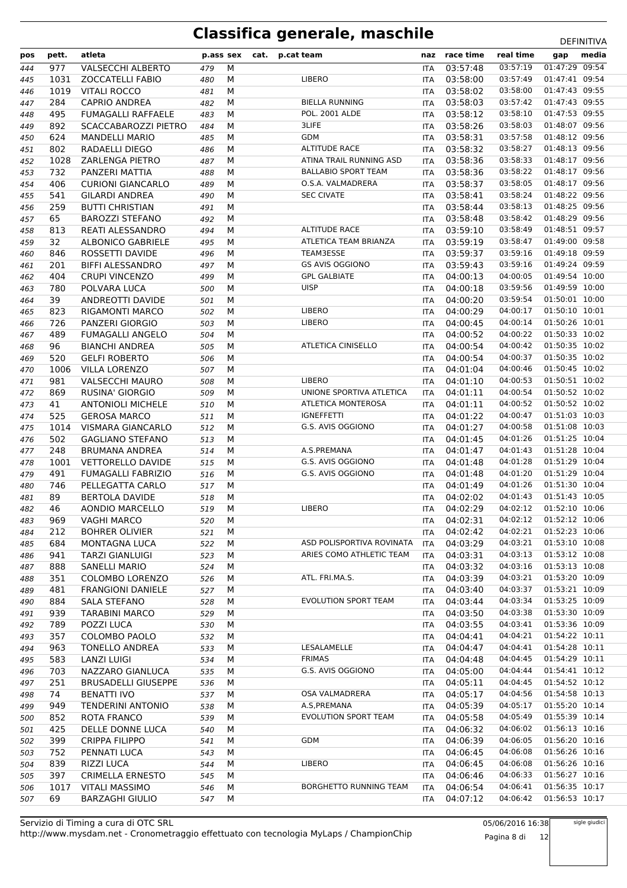# Classifica generale, maschile

DEFINITIVA

| pos | pett. | atleta | p.ass | sex | cat. | p.cat | team | naz | race time | real time | gap | media |
|---|---|---|---|---|---|---|---|---|---|---|---|---|
| 444 | 977 | VALSECCHI ALBERTO | 479 | M | | | | ITA | 03:57:48 | 03:57:19 | 01:47:29 | 09:54 |
| 445 | 1031 | ZOCCATELLI FABIO | 480 | M | | | LIBERO | ITA | 03:58:00 | 03:57:49 | 01:47:41 | 09:54 |
| 446 | 1019 | VITALI ROCCO | 481 | M | | | | ITA | 03:58:02 | 03:58:00 | 01:47:43 | 09:55 |
| 447 | 284 | CAPRIO ANDREA | 482 | M | | | BIELLA RUNNING | ITA | 03:58:03 | 03:57:42 | 01:47:43 | 09:55 |
| 448 | 495 | FUMAGALLI RAFFAELE | 483 | M | | | POL. 2001 ALDE | ITA | 03:58:12 | 03:58:10 | 01:47:53 | 09:55 |
| 449 | 892 | SCACCABAROZZI PIETRO | 484 | M | | | 3LIFE | ITA | 03:58:26 | 03:58:03 | 01:48:07 | 09:56 |
| 450 | 624 | MANDELLI MARIO | 485 | M | | | GDM | ITA | 03:58:31 | 03:57:58 | 01:48:12 | 09:56 |
| 451 | 802 | RADAELLI DIEGO | 486 | M | | | ALTITUDE RACE | ITA | 03:58:32 | 03:58:27 | 01:48:13 | 09:56 |
| 452 | 1028 | ZARLENGA PIETRO | 487 | M | | | ATINA TRAIL RUNNING ASD | ITA | 03:58:36 | 03:58:33 | 01:48:17 | 09:56 |
| 453 | 732 | PANZERI MATTIA | 488 | M | | | BALLABIO SPORT TEAM | ITA | 03:58:36 | 03:58:22 | 01:48:17 | 09:56 |
| 454 | 406 | CURIONI GIANCARLO | 489 | M | | | O.S.A. VALMADRERA | ITA | 03:58:37 | 03:58:05 | 01:48:17 | 09:56 |
| 455 | 541 | GILARDI ANDREA | 490 | M | | | SEC CIVATE | ITA | 03:58:41 | 03:58:24 | 01:48:22 | 09:56 |
| 456 | 259 | BUTTI CHRISTIAN | 491 | M | | | | ITA | 03:58:44 | 03:58:13 | 01:48:25 | 09:56 |
| 457 | 65 | BAROZZI STEFANO | 492 | M | | | | ITA | 03:58:48 | 03:58:42 | 01:48:29 | 09:56 |
| 458 | 813 | REATI ALESSANDRO | 494 | M | | | ALTITUDE RACE | ITA | 03:59:10 | 03:58:49 | 01:48:51 | 09:57 |
| 459 | 32 | ALBONICO GABRIELE | 495 | M | | | ATLETICA TEAM BRIANZA | ITA | 03:59:19 | 03:58:47 | 01:49:00 | 09:58 |
| 460 | 846 | ROSSETTI DAVIDE | 496 | M | | | TEAM3ESSE | ITA | 03:59:37 | 03:59:16 | 01:49:18 | 09:59 |
| 461 | 201 | BIFFI ALESSANDRO | 497 | M | | | GS AVIS OGGIONO | ITA | 03:59:43 | 03:59:16 | 01:49:24 | 09:59 |
| 462 | 404 | CRUPI VINCENZO | 499 | M | | | GPL GALBIATE | ITA | 04:00:13 | 04:00:05 | 01:49:54 | 10:00 |
| 463 | 780 | POLVARA LUCA | 500 | M | | | UISP | ITA | 04:00:18 | 03:59:56 | 01:49:59 | 10:00 |
| 464 | 39 | ANDREOTTI DAVIDE | 501 | M | | | | ITA | 04:00:20 | 03:59:54 | 01:50:01 | 10:00 |
| 465 | 823 | RIGAMONTI MARCO | 502 | M | | | LIBERO | ITA | 04:00:29 | 04:00:17 | 01:50:10 | 10:01 |
| 466 | 726 | PANZERI GIORGIO | 503 | M | | | LIBERO | ITA | 04:00:45 | 04:00:14 | 01:50:26 | 10:01 |
| 467 | 489 | FUMAGALLI ANGELO | 504 | M | | | | ITA | 04:00:52 | 04:00:22 | 01:50:33 | 10:02 |
| 468 | 96 | BIANCHI ANDREA | 505 | M | | | ATLETICA CINISELLO | ITA | 04:00:54 | 04:00:42 | 01:50:35 | 10:02 |
| 469 | 520 | GELFI ROBERTO | 506 | M | | | | ITA | 04:00:54 | 04:00:37 | 01:50:35 | 10:02 |
| 470 | 1006 | VILLA LORENZO | 507 | M | | | | ITA | 04:01:04 | 04:00:46 | 01:50:45 | 10:02 |
| 471 | 981 | VALSECCHI MAURO | 508 | M | | | LIBERO | ITA | 04:01:10 | 04:00:53 | 01:50:51 | 10:02 |
| 472 | 869 | RUSINA' GIORGIO | 509 | M | | | UNIONE SPORTIVA ATLETICA | ITA | 04:01:11 | 04:00:54 | 01:50:52 | 10:02 |
| 473 | 41 | ANTONIOLI MICHELE | 510 | M | | | ATLETICA MONTEROSA | ITA | 04:01:11 | 04:00:52 | 01:50:52 | 10:02 |
| 474 | 525 | GEROSA MARCO | 511 | M | | | IGNEFFETTI | ITA | 04:01:22 | 04:00:47 | 01:51:03 | 10:03 |
| 475 | 1014 | VISMARA GIANCARLO | 512 | M | | | G.S. AVIS OGGIONO | ITA | 04:01:27 | 04:00:58 | 01:51:08 | 10:03 |
| 476 | 502 | GAGLIANO STEFANO | 513 | M | | | | ITA | 04:01:45 | 04:01:26 | 01:51:25 | 10:04 |
| 477 | 248 | BRUMANA ANDREA | 514 | M | | | A.S.PREMANA | ITA | 04:01:47 | 04:01:43 | 01:51:28 | 10:04 |
| 478 | 1001 | VETTORELLO DAVIDE | 515 | M | | | G.S. AVIS OGGIONO | ITA | 04:01:48 | 04:01:28 | 01:51:29 | 10:04 |
| 479 | 491 | FUMAGALLI FABRIZIO | 516 | M | | | G.S. AVIS OGGIONO | ITA | 04:01:48 | 04:01:20 | 01:51:29 | 10:04 |
| 480 | 746 | PELLEGATTA CARLO | 517 | M | | | | ITA | 04:01:49 | 04:01:26 | 01:51:30 | 10:04 |
| 481 | 89 | BERTOLA DAVIDE | 518 | M | | | | ITA | 04:02:02 | 04:01:43 | 01:51:43 | 10:05 |
| 482 | 46 | AONDIO MARCELLO | 519 | M | | | LIBERO | ITA | 04:02:29 | 04:02:12 | 01:52:10 | 10:06 |
| 483 | 969 | VAGHI MARCO | 520 | M | | | | ITA | 04:02:31 | 04:02:12 | 01:52:12 | 10:06 |
| 484 | 212 | BOHRER OLIVIER | 521 | M | | | | ITA | 04:02:42 | 04:02:21 | 01:52:23 | 10:06 |
| 485 | 684 | MONTAGNA LUCA | 522 | M | | | ASD POLISPORTIVA ROVINATA | ITA | 04:03:29 | 04:03:21 | 01:53:10 | 10:08 |
| 486 | 941 | TARZI GIANLUIGI | 523 | M | | | ARIES COMO ATHLETIC TEAM | ITA | 04:03:31 | 04:03:13 | 01:53:12 | 10:08 |
| 487 | 888 | SANELLI MARIO | 524 | M | | | | ITA | 04:03:32 | 04:03:16 | 01:53:13 | 10:08 |
| 488 | 351 | COLOMBO LORENZO | 526 | M | | | ATL. FRI.MA.S. | ITA | 04:03:39 | 04:03:21 | 01:53:20 | 10:09 |
| 489 | 481 | FRANGIONI DANIELE | 527 | M | | | | ITA | 04:03:40 | 04:03:37 | 01:53:21 | 10:09 |
| 490 | 884 | SALA STEFANO | 528 | M | | | EVOLUTION SPORT TEAM | ITA | 04:03:44 | 04:03:34 | 01:53:25 | 10:09 |
| 491 | 939 | TARABINI MARCO | 529 | M | | | | ITA | 04:03:50 | 04:03:38 | 01:53:30 | 10:09 |
| 492 | 789 | POZZI LUCA | 530 | M | | | | ITA | 04:03:55 | 04:03:41 | 01:53:36 | 10:09 |
| 493 | 357 | COLOMBO PAOLO | 532 | M | | | | ITA | 04:04:41 | 04:04:21 | 01:54:22 | 10:11 |
| 494 | 963 | TONELLO ANDREA | 533 | M | | | LESALAMELLE | ITA | 04:04:47 | 04:04:41 | 01:54:28 | 10:11 |
| 495 | 583 | LANZI LUIGI | 534 | M | | | FRIMAS | ITA | 04:04:48 | 04:04:45 | 01:54:29 | 10:11 |
| 496 | 703 | NAZZARO GIANLUCA | 535 | M | | | G.S. AVIS OGGIONO | ITA | 04:05:00 | 04:04:44 | 01:54:41 | 10:12 |
| 497 | 251 | BRUSADELLI GIUSEPPE | 536 | M | | | | ITA | 04:05:11 | 04:04:45 | 01:54:52 | 10:12 |
| 498 | 74 | BENATTI IVO | 537 | M | | | OSA VALMADRERA | ITA | 04:05:17 | 04:04:56 | 01:54:58 | 10:13 |
| 499 | 949 | TENDERINI ANTONIO | 538 | M | | | A.S,PREMANA | ITA | 04:05:39 | 04:05:17 | 01:55:20 | 10:14 |
| 500 | 852 | ROTA FRANCO | 539 | M | | | EVOLUTION SPORT TEAM | ITA | 04:05:58 | 04:05:49 | 01:55:39 | 10:14 |
| 501 | 425 | DELLE DONNE LUCA | 540 | M | | | | ITA | 04:06:32 | 04:06:02 | 01:56:13 | 10:16 |
| 502 | 399 | CRIPPA FILIPPO | 541 | M | | | GDM | ITA | 04:06:39 | 04:06:05 | 01:56:20 | 10:16 |
| 503 | 752 | PENNATI LUCA | 543 | M | | | | ITA | 04:06:45 | 04:06:08 | 01:56:26 | 10:16 |
| 504 | 839 | RIZZI LUCA | 544 | M | | | LIBERO | ITA | 04:06:45 | 04:06:08 | 01:56:26 | 10:16 |
| 505 | 397 | CRIMELLA ERNESTO | 545 | M | | | | ITA | 04:06:46 | 04:06:33 | 01:56:27 | 10:16 |
| 506 | 1017 | VITALI MASSIMO | 546 | M | | | BORGHETTO RUNNING TEAM | ITA | 04:06:54 | 04:06:41 | 01:56:35 | 10:17 |
| 507 | 69 | BARZAGHI GIULIO | 547 | M | | | | ITA | 04:07:12 | 04:06:42 | 01:56:53 | 10:17 |

Servizio di Timing a cura di OTC SRL
http://www.mysdam.net - Cronometraggio effettuato con tecnologia MyLaps / ChampionChip

05/06/2016 16:38

sigle giudici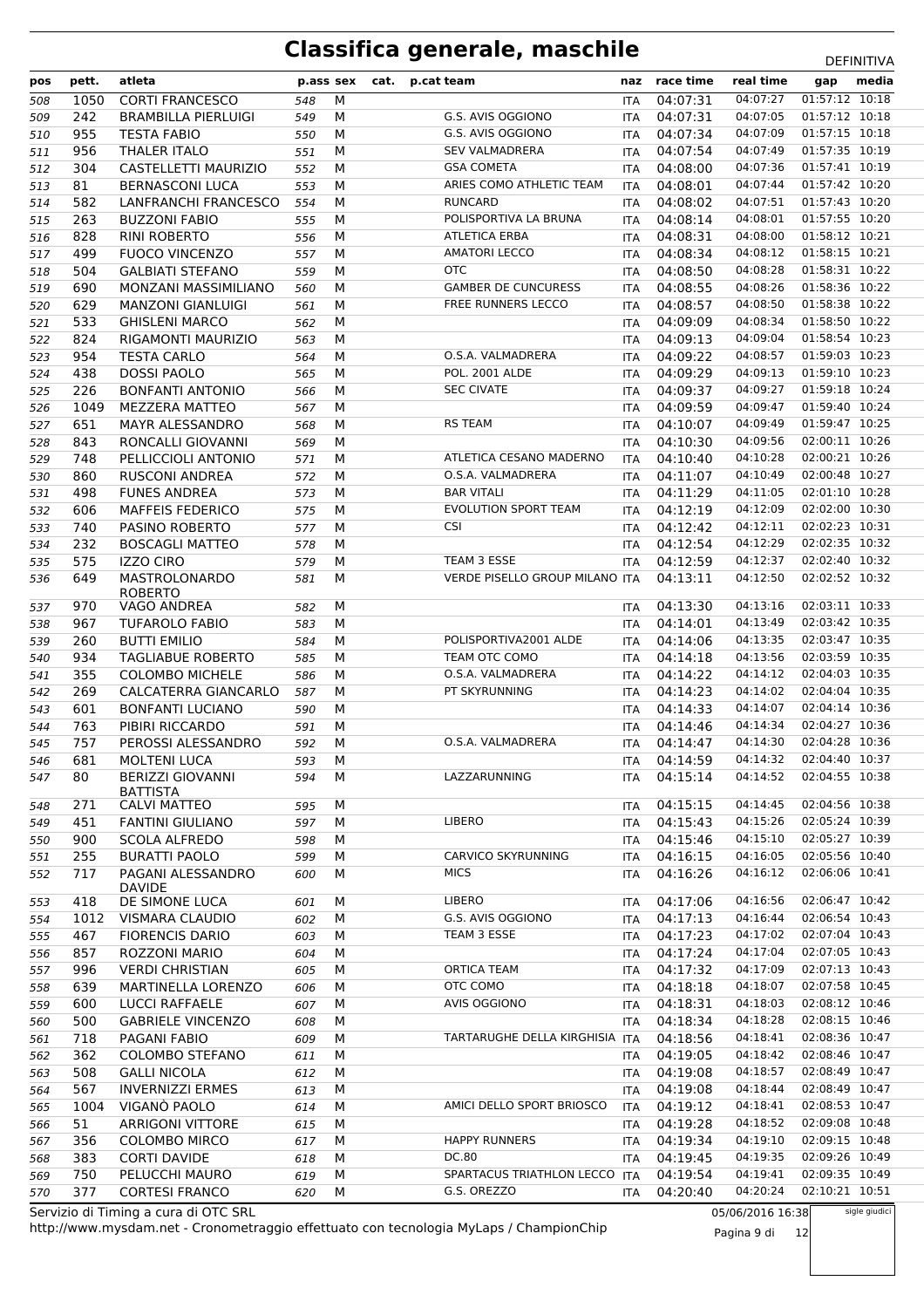# Classifica generale, maschile

DEFINITIVA

| pos | pett. | atleta | p.ass | sex | cat. | p.cat | team | naz | race time | real time | gap | media |
|---|---|---|---|---|---|---|---|---|---|---|---|---|
| 508 | 1050 | CORTI FRANCESCO | 548 | M | | | | ITA | 04:07:31 | 04:07:27 | 01:57:12 | 10:18 |
| 509 | 242 | BRAMBILLA PIERLUIGI | 549 | M | | | G.S. AVIS OGGIONO | ITA | 04:07:31 | 04:07:05 | 01:57:12 | 10:18 |
| 510 | 955 | TESTA FABIO | 550 | M | | | G.S. AVIS OGGIONO | ITA | 04:07:34 | 04:07:09 | 01:57:15 | 10:18 |
| 511 | 956 | THALER ITALO | 551 | M | | | SEV VALMADRERA | ITA | 04:07:54 | 04:07:49 | 01:57:35 | 10:19 |
| 512 | 304 | CASTELLETTI MAURIZIO | 552 | M | | | GSA COMETA | ITA | 04:08:00 | 04:07:36 | 01:57:41 | 10:19 |
| 513 | 81 | BERNASCONI LUCA | 553 | M | | | ARIES COMO ATHLETIC TEAM | ITA | 04:08:01 | 04:07:44 | 01:57:42 | 10:20 |
| 514 | 582 | LANFRANCHI FRANCESCO | 554 | M | | | RUNCARD | ITA | 04:08:02 | 04:07:51 | 01:57:43 | 10:20 |
| 515 | 263 | BUZZONI FABIO | 555 | M | | | POLISPORTIVA LA BRUNA | ITA | 04:08:14 | 04:08:01 | 01:57:55 | 10:20 |
| 516 | 828 | RINI ROBERTO | 556 | M | | | ATLETICA ERBA | ITA | 04:08:31 | 04:08:00 | 01:58:12 | 10:21 |
| 517 | 499 | FUOCO VINCENZO | 557 | M | | | AMATORI LECCO | ITA | 04:08:34 | 04:08:12 | 01:58:15 | 10:21 |
| 518 | 504 | GALBIATI STEFANO | 559 | M | | | OTC | ITA | 04:08:50 | 04:08:28 | 01:58:31 | 10:22 |
| 519 | 690 | MONZANI MASSIMILIANO | 560 | M | | | GAMBER DE CUNCURESS | ITA | 04:08:55 | 04:08:26 | 01:58:36 | 10:22 |
| 520 | 629 | MANZONI GIANLUIGI | 561 | M | | | FREE RUNNERS LECCO | ITA | 04:08:57 | 04:08:50 | 01:58:38 | 10:22 |
| 521 | 533 | GHISLENI MARCO | 562 | M | | | | ITA | 04:09:09 | 04:08:34 | 01:58:50 | 10:22 |
| 522 | 824 | RIGAMONTI MAURIZIO | 563 | M | | | | ITA | 04:09:13 | 04:09:04 | 01:58:54 | 10:23 |
| 523 | 954 | TESTA CARLO | 564 | M | | | O.S.A. VALMADRERA | ITA | 04:09:22 | 04:08:57 | 01:59:03 | 10:23 |
| 524 | 438 | DOSSI PAOLO | 565 | M | | | POL. 2001 ALDE | ITA | 04:09:29 | 04:09:13 | 01:59:10 | 10:23 |
| 525 | 226 | BONFANTI ANTONIO | 566 | M | | | SEC CIVATE | ITA | 04:09:37 | 04:09:27 | 01:59:18 | 10:24 |
| 526 | 1049 | MEZZERA MATTEO | 567 | M | | | | ITA | 04:09:59 | 04:09:47 | 01:59:40 | 10:24 |
| 527 | 651 | MAYR ALESSANDRO | 568 | M | | | RS TEAM | ITA | 04:10:07 | 04:09:49 | 01:59:47 | 10:25 |
| 528 | 843 | RONCALLI GIOVANNI | 569 | M | | | | ITA | 04:10:30 | 04:09:56 | 02:00:11 | 10:26 |
| 529 | 748 | PELLICCIOLI ANTONIO | 571 | M | | | ATLETICA CESANO MADERNO | ITA | 04:10:40 | 04:10:28 | 02:00:21 | 10:26 |
| 530 | 860 | RUSCONI ANDREA | 572 | M | | | O.S.A. VALMADRERA | ITA | 04:11:07 | 04:10:49 | 02:00:48 | 10:27 |
| 531 | 498 | FUNES ANDREA | 573 | M | | | BAR VITALI | ITA | 04:11:29 | 04:11:05 | 02:01:10 | 10:28 |
| 532 | 606 | MAFFEIS FEDERICO | 575 | M | | | EVOLUTION SPORT TEAM | ITA | 04:12:19 | 04:12:09 | 02:02:00 | 10:30 |
| 533 | 740 | PASINO ROBERTO | 577 | M | | | CSI | ITA | 04:12:42 | 04:12:11 | 02:02:23 | 10:31 |
| 534 | 232 | BOSCAGLI MATTEO | 578 | M | | | | ITA | 04:12:54 | 04:12:29 | 02:02:35 | 10:32 |
| 535 | 575 | IZZO CIRO | 579 | M | | | TEAM 3 ESSE | ITA | 04:12:59 | 04:12:37 | 02:02:40 | 10:32 |
| 536 | 649 | MASTROLONARDO ROBERTO | 581 | M | | | VERDE PISELLO GROUP MILANO | ITA | 04:13:11 | 04:12:50 | 02:02:52 | 10:32 |
| 537 | 970 | VAGO ANDREA | 582 | M | | | | ITA | 04:13:30 | 04:13:16 | 02:03:11 | 10:33 |
| 538 | 967 | TUFAROLO FABIO | 583 | M | | | | ITA | 04:14:01 | 04:13:49 | 02:03:42 | 10:35 |
| 539 | 260 | BUTTI EMILIO | 584 | M | | | POLISPORTIVA2001 ALDE | ITA | 04:14:06 | 04:13:35 | 02:03:47 | 10:35 |
| 540 | 934 | TAGLIABUE ROBERTO | 585 | M | | | TEAM OTC COMO | ITA | 04:14:18 | 04:13:56 | 02:03:59 | 10:35 |
| 541 | 355 | COLOMBO MICHELE | 586 | M | | | O.S.A. VALMADRERA | ITA | 04:14:22 | 04:14:12 | 02:04:03 | 10:35 |
| 542 | 269 | CALCATERRA GIANCARLO | 587 | M | | | PT SKYRUNNING | ITA | 04:14:23 | 04:14:02 | 02:04:04 | 10:35 |
| 543 | 601 | BONFANTI LUCIANO | 590 | M | | | | ITA | 04:14:33 | 04:14:07 | 02:04:14 | 10:36 |
| 544 | 763 | PIBIRI RICCARDO | 591 | M | | | | ITA | 04:14:46 | 04:14:34 | 02:04:27 | 10:36 |
| 545 | 757 | PEROSSI ALESSANDRO | 592 | M | | | O.S.A. VALMADRERA | ITA | 04:14:47 | 04:14:30 | 02:04:28 | 10:36 |
| 546 | 681 | MOLTENI LUCA | 593 | M | | | | ITA | 04:14:59 | 04:14:32 | 02:04:40 | 10:37 |
| 547 | 80 | BERIZZI GIOVANNI BATTISTA | 594 | M | | | LAZZARUNNING | ITA | 04:15:14 | 04:14:52 | 02:04:55 | 10:38 |
| 548 | 271 | CALVI MATTEO | 595 | M | | | | ITA | 04:15:15 | 04:14:45 | 02:04:56 | 10:38 |
| 549 | 451 | FANTINI GIULIANO | 597 | M | | | LIBERO | ITA | 04:15:43 | 04:15:26 | 02:05:24 | 10:39 |
| 550 | 900 | SCOLA ALFREDO | 598 | M | | | | ITA | 04:15:46 | 04:15:10 | 02:05:27 | 10:39 |
| 551 | 255 | BURATTI PAOLO | 599 | M | | | CARVICO SKYRUNNING | ITA | 04:16:15 | 04:16:05 | 02:05:56 | 10:40 |
| 552 | 717 | PAGANI ALESSANDRO DAVIDE | 600 | M | | | MICS | ITA | 04:16:26 | 04:16:12 | 02:06:06 | 10:41 |
| 553 | 418 | DE SIMONE LUCA | 601 | M | | | LIBERO | ITA | 04:17:06 | 04:16:56 | 02:06:47 | 10:42 |
| 554 | 1012 | VISMARA CLAUDIO | 602 | M | | | G.S. AVIS OGGIONO | ITA | 04:17:13 | 04:16:44 | 02:06:54 | 10:43 |
| 555 | 467 | FIORENCIS DARIO | 603 | M | | | TEAM 3 ESSE | ITA | 04:17:23 | 04:17:02 | 02:07:04 | 10:43 |
| 556 | 857 | ROZZONI MARIO | 604 | M | | | | ITA | 04:17:24 | 04:17:04 | 02:07:05 | 10:43 |
| 557 | 996 | VERDI CHRISTIAN | 605 | M | | | ORTICA TEAM | ITA | 04:17:32 | 04:17:09 | 02:07:13 | 10:43 |
| 558 | 639 | MARTINELLA LORENZO | 606 | M | | | OTC COMO | ITA | 04:18:18 | 04:18:07 | 02:07:58 | 10:45 |
| 559 | 600 | LUCCI RAFFAELE | 607 | M | | | AVIS OGGIONO | ITA | 04:18:31 | 04:18:03 | 02:08:12 | 10:46 |
| 560 | 500 | GABRIELE VINCENZO | 608 | M | | | | ITA | 04:18:34 | 04:18:28 | 02:08:15 | 10:46 |
| 561 | 718 | PAGANI FABIO | 609 | M | | | TARTARUGHE DELLA KIRGHISIA | ITA | 04:18:56 | 04:18:41 | 02:08:36 | 10:47 |
| 562 | 362 | COLOMBO STEFANO | 611 | M | | | | ITA | 04:19:05 | 04:18:42 | 02:08:46 | 10:47 |
| 563 | 508 | GALLI NICOLA | 612 | M | | | | ITA | 04:19:08 | 04:18:57 | 02:08:49 | 10:47 |
| 564 | 567 | INVERNIZZI ERMES | 613 | M | | | | ITA | 04:19:08 | 04:18:44 | 02:08:49 | 10:47 |
| 565 | 1004 | VIGANÒ PAOLO | 614 | M | | | AMICI DELLO SPORT BRIOSCO | ITA | 04:19:12 | 04:18:41 | 02:08:53 | 10:47 |
| 566 | 51 | ARRIGONI VITTORE | 615 | M | | | | ITA | 04:19:28 | 04:18:52 | 02:09:08 | 10:48 |
| 567 | 356 | COLOMBO MIRCO | 617 | M | | | HAPPY RUNNERS | ITA | 04:19:34 | 04:19:10 | 02:09:15 | 10:48 |
| 568 | 383 | CORTI DAVIDE | 618 | M | | | DC.80 | ITA | 04:19:45 | 04:19:35 | 02:09:26 | 10:49 |
| 569 | 750 | PELUCCHI MAURO | 619 | M | | | SPARTACUS TRIATHLON LECCO | ITA | 04:19:54 | 04:19:41 | 02:09:35 | 10:49 |
| 570 | 377 | CORTESI FRANCO | 620 | M | | | G.S. OREZZO | ITA | 04:20:40 | 04:20:24 | 02:10:21 | 10:51 |

Servizio di Timing a cura di OTC SRL
http://www.mysdam.net - Cronometraggio effettuato con tecnologia MyLaps / ChampionChip

05/06/2016 16:38

sigle giudici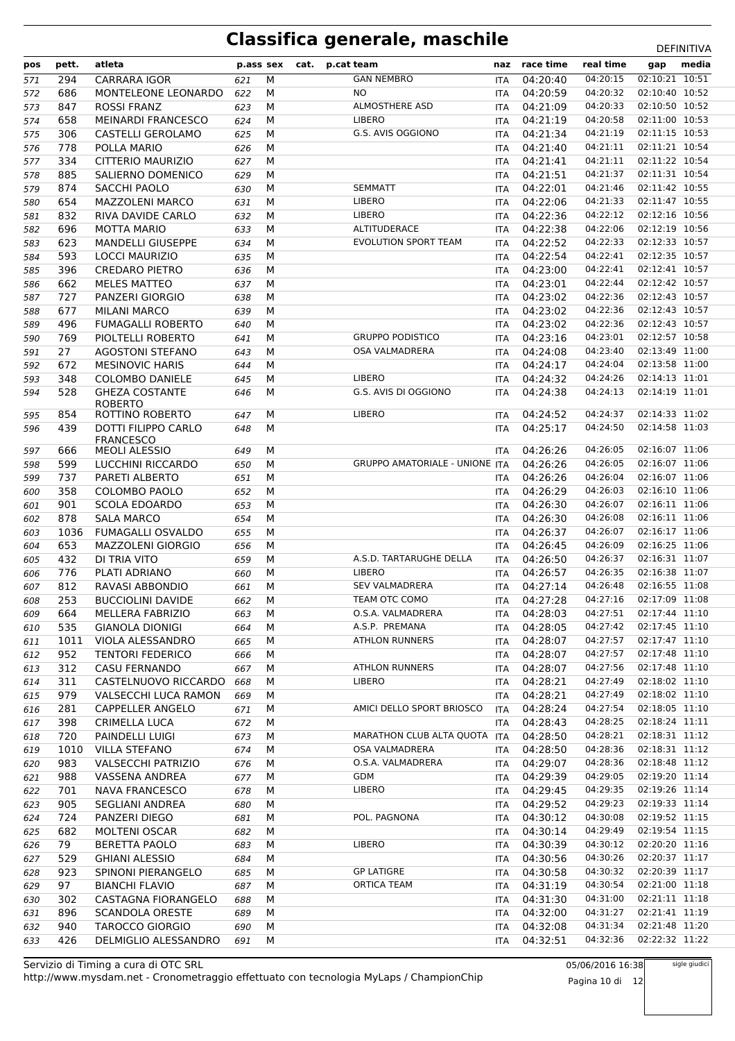# Classifica generale, maschile

DEFINITIVA

| pos | pett. | atleta | p.ass | sex | cat. | p.cat | team | naz | race time | real time | gap | media |
|---|---|---|---|---|---|---|---|---|---|---|---|---|
| 571 | 294 | CARRARA IGOR | 621 | M | | | GAN NEMBRO | ITA | 04:20:40 | 04:20:15 | 02:10:21 | 10:51 |
| 572 | 686 | MONTELEONE LEONARDO | 622 | M | | | NO | ITA | 04:20:59 | 04:20:32 | 02:10:40 | 10:52 |
| 573 | 847 | ROSSI FRANZ | 623 | M | | | ALMOSTHERE ASD | ITA | 04:21:09 | 04:20:33 | 02:10:50 | 10:52 |
| 574 | 658 | MEINARDI FRANCESCO | 624 | M | | | LIBERO | ITA | 04:21:19 | 04:20:58 | 02:11:00 | 10:53 |
| 575 | 306 | CASTELLI GEROLAMO | 625 | M | | | G.S. AVIS OGGIONO | ITA | 04:21:34 | 04:21:19 | 02:11:15 | 10:53 |
| 576 | 778 | POLLA MARIO | 626 | M | | | | ITA | 04:21:40 | 04:21:11 | 02:11:21 | 10:54 |
| 577 | 334 | CITTERIO MAURIZIO | 627 | M | | | | ITA | 04:21:41 | 04:21:11 | 02:11:22 | 10:54 |
| 578 | 885 | SALIERNO DOMENICO | 629 | M | | | | ITA | 04:21:51 | 04:21:37 | 02:11:31 | 10:54 |
| 579 | 874 | SACCHI PAOLO | 630 | M | | | SEMMATT | ITA | 04:22:01 | 04:21:46 | 02:11:42 | 10:55 |
| 580 | 654 | MAZZOLENI MARCO | 631 | M | | | LIBERO | ITA | 04:22:06 | 04:21:33 | 02:11:47 | 10:55 |
| 581 | 832 | RIVA DAVIDE CARLO | 632 | M | | | LIBERO | ITA | 04:22:36 | 04:22:12 | 02:12:16 | 10:56 |
| 582 | 696 | MOTTA MARIO | 633 | M | | | ALTITUDERACE | ITA | 04:22:38 | 04:22:06 | 02:12:19 | 10:56 |
| 583 | 623 | MANDELLI GIUSEPPE | 634 | M | | | EVOLUTION SPORT TEAM | ITA | 04:22:52 | 04:22:33 | 02:12:33 | 10:57 |
| 584 | 593 | LOCCI MAURIZIO | 635 | M | | | | ITA | 04:22:54 | 04:22:41 | 02:12:35 | 10:57 |
| 585 | 396 | CREDARO PIETRO | 636 | M | | | | ITA | 04:23:00 | 04:22:41 | 02:12:41 | 10:57 |
| 586 | 662 | MELES MATTEO | 637 | M | | | | ITA | 04:23:01 | 04:22:44 | 02:12:42 | 10:57 |
| 587 | 727 | PANZERI GIORGIO | 638 | M | | | | ITA | 04:23:02 | 04:22:36 | 02:12:43 | 10:57 |
| 588 | 677 | MILANI MARCO | 639 | M | | | | ITA | 04:23:02 | 04:22:36 | 02:12:43 | 10:57 |
| 589 | 496 | FUMAGALLI ROBERTO | 640 | M | | | | ITA | 04:23:02 | 04:22:36 | 02:12:43 | 10:57 |
| 590 | 769 | PIOLTELLI ROBERTO | 641 | M | | | GRUPPO PODISTICO | ITA | 04:23:16 | 04:23:01 | 02:12:57 | 10:58 |
| 591 | 27 | AGOSTONI STEFANO | 643 | M | | | OSA VALMADRERA | ITA | 04:24:08 | 04:23:40 | 02:13:49 | 11:00 |
| 592 | 672 | MESINOVIC HARIS | 644 | M | | | | ITA | 04:24:17 | 04:24:04 | 02:13:58 | 11:00 |
| 593 | 348 | COLOMBO DANIELE | 645 | M | | | LIBERO | ITA | 04:24:32 | 04:24:26 | 02:14:13 | 11:01 |
| 594 | 528 | GHEZA COSTANTE ROBERTO | 646 | M | | | G.S. AVIS DI OGGIONO | ITA | 04:24:38 | 04:24:13 | 02:14:19 | 11:01 |
| 595 | 854 | ROTTINO ROBERTO | 647 | M | | | LIBERO | ITA | 04:24:52 | 04:24:37 | 02:14:33 | 11:02 |
| 596 | 439 | DOTTI FILIPPO CARLO FRANCESCO | 648 | M | | | | ITA | 04:25:17 | 04:24:50 | 02:14:58 | 11:03 |
| 597 | 666 | MEOLI ALESSIO | 649 | M | | | | ITA | 04:26:26 | 04:26:05 | 02:16:07 | 11:06 |
| 598 | 599 | LUCCHINI RICCARDO | 650 | M | | | GRUPPO AMATORIALE - UNIONE | ITA | 04:26:26 | 04:26:05 | 02:16:07 | 11:06 |
| 599 | 737 | PARETI ALBERTO | 651 | M | | | | ITA | 04:26:26 | 04:26:04 | 02:16:07 | 11:06 |
| 600 | 358 | COLOMBO PAOLO | 652 | M | | | | ITA | 04:26:29 | 04:26:03 | 02:16:10 | 11:06 |
| 601 | 901 | SCOLA EDOARDO | 653 | M | | | | ITA | 04:26:30 | 04:26:07 | 02:16:11 | 11:06 |
| 602 | 878 | SALA MARCO | 654 | M | | | | ITA | 04:26:30 | 04:26:08 | 02:16:11 | 11:06 |
| 603 | 1036 | FUMAGALLI OSVALDO | 655 | M | | | | ITA | 04:26:37 | 04:26:07 | 02:16:17 | 11:06 |
| 604 | 653 | MAZZOLENI GIORGIO | 656 | M | | | | ITA | 04:26:45 | 04:26:09 | 02:16:25 | 11:06 |
| 605 | 432 | DI TRIA VITO | 659 | M | | | A.S.D. TARTARUGHE DELLA | ITA | 04:26:50 | 04:26:37 | 02:16:31 | 11:07 |
| 606 | 776 | PLATI ADRIANO | 660 | M | | | LIBERO | ITA | 04:26:57 | 04:26:35 | 02:16:38 | 11:07 |
| 607 | 812 | RAVASI ABBONDIO | 661 | M | | | SEV VALMADRERA | ITA | 04:27:14 | 04:26:48 | 02:16:55 | 11:08 |
| 608 | 253 | BUCCIOLINI DAVIDE | 662 | M | | | TEAM OTC COMO | ITA | 04:27:28 | 04:27:16 | 02:17:09 | 11:08 |
| 609 | 664 | MELLERA FABRIZIO | 663 | M | | | O.S.A. VALMADRERA | ITA | 04:28:03 | 04:27:51 | 02:17:44 | 11:10 |
| 610 | 535 | GIANOLA DIONIGI | 664 | M | | | A.S.P. PREMANA | ITA | 04:28:05 | 04:27:42 | 02:17:45 | 11:10 |
| 611 | 1011 | VIOLA ALESSANDRO | 665 | M | | | ATHLON RUNNERS | ITA | 04:28:07 | 04:27:57 | 02:17:47 | 11:10 |
| 612 | 952 | TENTORI FEDERICO | 666 | M | | | | ITA | 04:28:07 | 04:27:57 | 02:17:48 | 11:10 |
| 613 | 312 | CASU FERNANDO | 667 | M | | | ATHLON RUNNERS | ITA | 04:28:07 | 04:27:56 | 02:17:48 | 11:10 |
| 614 | 311 | CASTELNUOVO RICCARDO | 668 | M | | | LIBERO | ITA | 04:28:21 | 04:27:49 | 02:18:02 | 11:10 |
| 615 | 979 | VALSECCHI LUCA RAMON | 669 | M | | | | ITA | 04:28:21 | 04:27:49 | 02:18:02 | 11:10 |
| 616 | 281 | CAPPELLER ANGELO | 671 | M | | | AMICI DELLO SPORT BRIOSCO | ITA | 04:28:24 | 04:27:54 | 02:18:05 | 11:10 |
| 617 | 398 | CRIMELLA LUCA | 672 | M | | | | ITA | 04:28:43 | 04:28:25 | 02:18:24 | 11:11 |
| 618 | 720 | PAINDELLI LUIGI | 673 | M | | | MARATHON CLUB ALTA QUOTA | ITA | 04:28:50 | 04:28:21 | 02:18:31 | 11:12 |
| 619 | 1010 | VILLA STEFANO | 674 | M | | | OSA VALMADRERA | ITA | 04:28:50 | 04:28:36 | 02:18:31 | 11:12 |
| 620 | 983 | VALSECCHI PATRIZIO | 676 | M | | | O.S.A. VALMADRERA | ITA | 04:29:07 | 04:28:36 | 02:18:48 | 11:12 |
| 621 | 988 | VASSENA ANDREA | 677 | M | | | GDM | ITA | 04:29:39 | 04:29:05 | 02:19:20 | 11:14 |
| 622 | 701 | NAVA FRANCESCO | 678 | M | | | LIBERO | ITA | 04:29:45 | 04:29:35 | 02:19:26 | 11:14 |
| 623 | 905 | SEGLIANI ANDREA | 680 | M | | | | ITA | 04:29:52 | 04:29:23 | 02:19:33 | 11:14 |
| 624 | 724 | PANZERI DIEGO | 681 | M | | | POL. PAGNONA | ITA | 04:30:12 | 04:30:08 | 02:19:52 | 11:15 |
| 625 | 682 | MOLTENI OSCAR | 682 | M | | | | ITA | 04:30:14 | 04:29:49 | 02:19:54 | 11:15 |
| 626 | 79 | BERETTA PAOLO | 683 | M | | | LIBERO | ITA | 04:30:39 | 04:30:12 | 02:20:20 | 11:16 |
| 627 | 529 | GHIANI ALESSIO | 684 | M | | | | ITA | 04:30:56 | 04:30:26 | 02:20:37 | 11:17 |
| 628 | 923 | SPINONI PIERANGELO | 685 | M | | | GP LATIGRE | ITA | 04:30:58 | 04:30:32 | 02:20:39 | 11:17 |
| 629 | 97 | BIANCHI FLAVIO | 687 | M | | | ORTICA TEAM | ITA | 04:31:19 | 04:30:54 | 02:21:00 | 11:18 |
| 630 | 302 | CASTAGNA FIORANGELO | 688 | M | | | | ITA | 04:31:30 | 04:31:00 | 02:21:11 | 11:18 |
| 631 | 896 | SCANDOLA ORESTE | 689 | M | | | | ITA | 04:32:00 | 04:31:27 | 02:21:41 | 11:19 |
| 632 | 940 | TAROCCO GIORGIO | 690 | M | | | | ITA | 04:32:08 | 04:31:34 | 02:21:48 | 11:20 |
| 633 | 426 | DELMIGLIO ALESSANDRO | 691 | M | | | | ITA | 04:32:51 | 04:32:36 | 02:22:32 | 11:22 |

Servizio di Timing a cura di OTC SRL
http://www.mysdam.net - Cronometraggio effettuato con tecnologia MyLaps / ChampionChip

05/06/2016 16:38

sigle giudici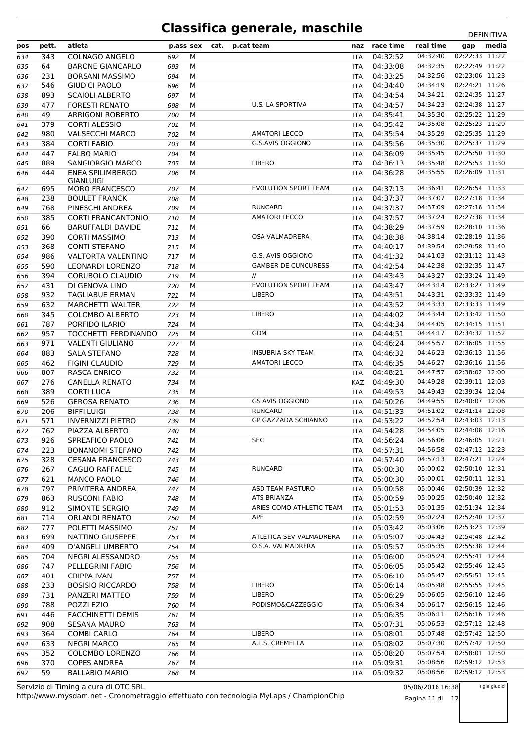# Classifica generale, maschile

DEFINITIVA

| pos | pett. | atleta | p.ass | sex | cat. | p.cat | team | naz | race time | real time | gap | media |
|---|---|---|---|---|---|---|---|---|---|---|---|---|
| 634 | 343 | COLNAGO ANGELO | 692 | M | | | | ITA | 04:32:52 | 04:32:40 | 02:22:33 | 11:22 |
| 635 | 64 | BARONE GIANCARLO | 693 | M | | | | ITA | 04:33:08 | 04:32:35 | 02:22:49 | 11:22 |
| 636 | 231 | BORSANI MASSIMO | 694 | M | | | | ITA | 04:33:25 | 04:32:56 | 02:23:06 | 11:23 |
| 637 | 546 | GIUDICI PAOLO | 696 | M | | | | ITA | 04:34:40 | 04:34:19 | 02:24:21 | 11:26 |
| 638 | 893 | SCAIOLI ALBERTO | 697 | M | | | | ITA | 04:34:54 | 04:34:21 | 02:24:35 | 11:27 |
| 639 | 477 | FORESTI RENATO | 698 | M | | | U.S. LA SPORTIVA | ITA | 04:34:57 | 04:34:23 | 02:24:38 | 11:27 |
| 640 | 49 | ARRIGONI ROBERTO | 700 | M | | | | ITA | 04:35:41 | 04:35:30 | 02:25:22 | 11:29 |
| 641 | 379 | CORTI ALESSIO | 701 | M | | | | ITA | 04:35:42 | 04:35:08 | 02:25:23 | 11:29 |
| 642 | 980 | VALSECCHI MARCO | 702 | M | | | AMATORI LECCO | ITA | 04:35:54 | 04:35:29 | 02:25:35 | 11:29 |
| 643 | 384 | CORTI FABIO | 703 | M | | | G.S.AVIS OGGIONO | ITA | 04:35:56 | 04:35:30 | 02:25:37 | 11:29 |
| 644 | 447 | FALBO MARIO | 704 | M | | | | ITA | 04:36:09 | 04:35:45 | 02:25:50 | 11:30 |
| 645 | 889 | SANGIORGIO MARCO | 705 | M | | | LIBERO | ITA | 04:36:13 | 04:35:48 | 02:25:53 | 11:30 |
| 646 | 444 | ENEA SPILIMBERGO GIANLUIGI | 706 | M | | | | ITA | 04:36:28 | 04:35:55 | 02:26:09 | 11:31 |
| 647 | 695 | MORO FRANCESCO | 707 | M | | | EVOLUTION SPORT TEAM | ITA | 04:37:13 | 04:36:41 | 02:26:54 | 11:33 |
| 648 | 238 | BOULET FRANCK | 708 | M | | | | ITA | 04:37:37 | 04:37:07 | 02:27:18 | 11:34 |
| 649 | 768 | PINESCHI ANDREA | 709 | M | | | RUNCARD | ITA | 04:37:37 | 04:37:09 | 02:27:18 | 11:34 |
| 650 | 385 | CORTI FRANCANTONIO | 710 | M | | | AMATORI LECCO | ITA | 04:37:57 | 04:37:24 | 02:27:38 | 11:34 |
| 651 | 66 | BARUFFALDI DAVIDE | 711 | M | | | | ITA | 04:38:29 | 04:37:59 | 02:28:10 | 11:36 |
| 652 | 390 | CORTI MASSIMO | 713 | M | | | OSA VALMADRERA | ITA | 04:38:38 | 04:38:14 | 02:28:19 | 11:36 |
| 653 | 368 | CONTI STEFANO | 715 | M | | | | ITA | 04:40:17 | 04:39:54 | 02:29:58 | 11:40 |
| 654 | 986 | VALTORTA VALENTINO | 717 | M | | | G.S. AVIS OGGIONO | ITA | 04:41:32 | 04:41:03 | 02:31:12 | 11:43 |
| 655 | 590 | LEONARDI LORENZO | 718 | M | | | GAMBER DE CUNCURESS | ITA | 04:42:54 | 04:42:38 | 02:32:35 | 11:47 |
| 656 | 394 | CORUBOLO CLAUDIO | 719 | M | | | // | ITA | 04:43:43 | 04:43:27 | 02:33:24 | 11:49 |
| 657 | 431 | DI GENOVA LINO | 720 | M | | | EVOLUTION SPORT TEAM | ITA | 04:43:47 | 04:43:14 | 02:33:27 | 11:49 |
| 658 | 932 | TAGLIABUE ERMAN | 721 | M | | | LIBERO | ITA | 04:43:51 | 04:43:31 | 02:33:32 | 11:49 |
| 659 | 632 | MARCHETTI WALTER | 722 | M | | | | ITA | 04:43:52 | 04:43:33 | 02:33:33 | 11:49 |
| 660 | 345 | COLOMBO ALBERTO | 723 | M | | | LIBERO | ITA | 04:44:02 | 04:43:44 | 02:33:42 | 11:50 |
| 661 | 787 | PORFIDO ILARIO | 724 | M | | | | ITA | 04:44:34 | 04:44:05 | 02:34:15 | 11:51 |
| 662 | 957 | TOCCHETTI FERDINANDO | 725 | M | | | GDM | ITA | 04:44:51 | 04:44:17 | 02:34:32 | 11:52 |
| 663 | 971 | VALENTI GIULIANO | 727 | M | | | | ITA | 04:46:24 | 04:45:57 | 02:36:05 | 11:55 |
| 664 | 883 | SALA STEFANO | 728 | M | | | INSUBRIA SKY TEAM | ITA | 04:46:32 | 04:46:23 | 02:36:13 | 11:56 |
| 665 | 462 | FIGINI CLAUDIO | 729 | M | | | AMATORI LECCO | ITA | 04:46:35 | 04:46:27 | 02:36:16 | 11:56 |
| 666 | 807 | RASCA ENRICO | 732 | M | | | | ITA | 04:48:21 | 04:47:57 | 02:38:02 | 12:00 |
| 667 | 276 | CANELLA RENATO | 734 | M | | | | KAZ | 04:49:30 | 04:49:28 | 02:39:11 | 12:03 |
| 668 | 389 | CORTI LUCA | 735 | M | | | | ITA | 04:49:53 | 04:49:43 | 02:39:34 | 12:04 |
| 669 | 526 | GEROSA RENATO | 736 | M | | | GS AVIS OGGIONO | ITA | 04:50:26 | 04:49:55 | 02:40:07 | 12:06 |
| 670 | 206 | BIFFI LUIGI | 738 | M | | | RUNCARD | ITA | 04:51:33 | 04:51:02 | 02:41:14 | 12:08 |
| 671 | 571 | INVERNIZZI PIETRO | 739 | M | | | GP GAZZADA SCHIANNO | ITA | 04:53:22 | 04:52:54 | 02:43:03 | 12:13 |
| 672 | 762 | PIAZZA ALBERTO | 740 | M | | | | ITA | 04:54:28 | 04:54:05 | 02:44:08 | 12:16 |
| 673 | 926 | SPREAFICO PAOLO | 741 | M | | | SEC | ITA | 04:56:24 | 04:56:06 | 02:46:05 | 12:21 |
| 674 | 223 | BONANOMI STEFANO | 742 | M | | | | ITA | 04:57:31 | 04:56:58 | 02:47:12 | 12:23 |
| 675 | 328 | CESANA FRANCESCO | 743 | M | | | | ITA | 04:57:40 | 04:57:13 | 02:47:21 | 12:24 |
| 676 | 267 | CAGLIO RAFFAELE | 745 | M | | | RUNCARD | ITA | 05:00:30 | 05:00:02 | 02:50:10 | 12:31 |
| 677 | 621 | MANCO PAOLO | 746 | M | | | | ITA | 05:00:30 | 05:00:01 | 02:50:11 | 12:31 |
| 678 | 797 | PRIVITERA ANDREA | 747 | M | | | ASD TEAM PASTURO - | ITA | 05:00:58 | 05:00:46 | 02:50:39 | 12:32 |
| 679 | 863 | RUSCONI FABIO | 748 | M | | | ATS BRIANZA | ITA | 05:00:59 | 05:00:25 | 02:50:40 | 12:32 |
| 680 | 912 | SIMONTE SERGIO | 749 | M | | | ARIES COMO ATHLETIC TEAM | ITA | 05:01:53 | 05:01:35 | 02:51:34 | 12:34 |
| 681 | 714 | ORLANDI RENATO | 750 | M | | | APE | ITA | 05:02:59 | 05:02:24 | 02:52:40 | 12:37 |
| 682 | 777 | POLETTI MASSIMO | 751 | M | | | | ITA | 05:03:42 | 05:03:06 | 02:53:23 | 12:39 |
| 683 | 699 | NATTINO GIUSEPPE | 753 | M | | | ATLETICA SEV VALMADRERA | ITA | 05:05:07 | 05:04:43 | 02:54:48 | 12:42 |
| 684 | 409 | D'ANGELI UMBERTO | 754 | M | | | O.S.A. VALMADRERA | ITA | 05:05:57 | 05:05:35 | 02:55:38 | 12:44 |
| 685 | 704 | NEGRI ALESSANDRO | 755 | M | | | | ITA | 05:06:00 | 05:05:24 | 02:55:41 | 12:44 |
| 686 | 747 | PELLEGRINI FABIO | 756 | M | | | | ITA | 05:06:05 | 05:05:42 | 02:55:46 | 12:45 |
| 687 | 401 | CRIPPA IVAN | 757 | M | | | | ITA | 05:06:10 | 05:05:47 | 02:55:51 | 12:45 |
| 688 | 233 | BOSISIO RICCARDO | 758 | M | | | LIBERO | ITA | 05:06:14 | 05:05:48 | 02:55:55 | 12:45 |
| 689 | 731 | PANZERI MATTEO | 759 | M | | | LIBERO | ITA | 05:06:29 | 05:06:05 | 02:56:10 | 12:46 |
| 690 | 788 | POZZI EZIO | 760 | M | | | PODISMO&CAZZEGGIO | ITA | 05:06:34 | 05:06:17 | 02:56:15 | 12:46 |
| 691 | 446 | FACCHINETTI DEMIS | 761 | M | | | | ITA | 05:06:35 | 05:06:11 | 02:56:16 | 12:46 |
| 692 | 908 | SESANA MAURO | 763 | M | | | | ITA | 05:07:31 | 05:06:53 | 02:57:12 | 12:48 |
| 693 | 364 | COMBI CARLO | 764 | M | | | LIBERO | ITA | 05:08:01 | 05:07:48 | 02:57:42 | 12:50 |
| 694 | 633 | NEGRI MARCO | 765 | M | | | A.L.S. CREMELLA | ITA | 05:08:02 | 05:07:30 | 02:57:42 | 12:50 |
| 695 | 352 | COLOMBO LORENZO | 766 | M | | | | ITA | 05:08:20 | 05:07:54 | 02:58:01 | 12:50 |
| 696 | 370 | COPES ANDREA | 767 | M | | | | ITA | 05:09:31 | 05:08:56 | 02:59:12 | 12:53 |
| 697 | 59 | BALLABIO MARIO | 768 | M | | | | ITA | 05:09:32 | 05:08:56 | 02:59:12 | 12:53 |

Servizio di Timing a cura di OTC SRL
http://www.mysdam.net - Cronometraggio effettuato con tecnologia MyLaps / ChampionChip

05/06/2016 16:38

sigle giudici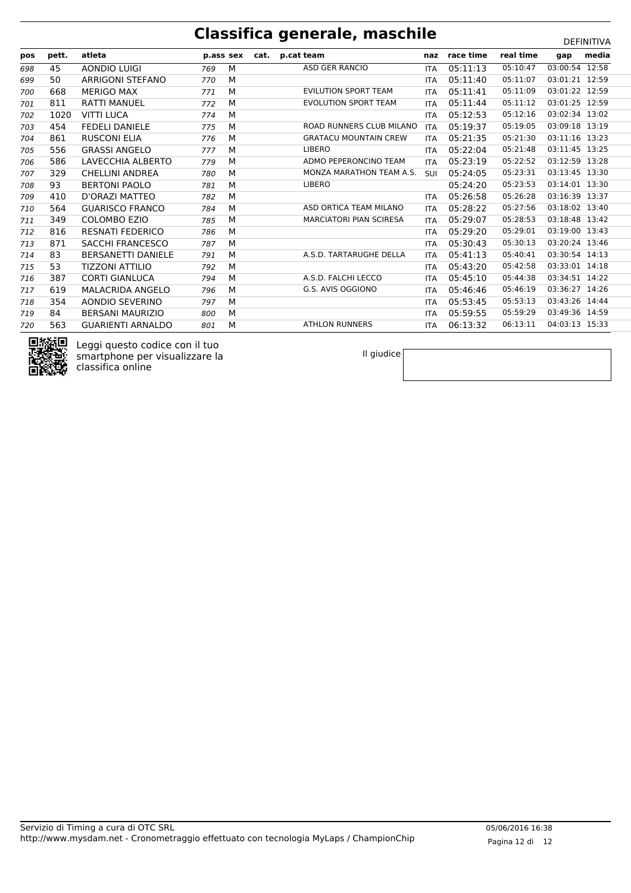# Classifica generale, maschile

DEFINITIVA

| pos | pett. | atleta | p.ass | sex | cat. | p.cat | team | naz | race time | real time | gap | media |
|---|---|---|---|---|---|---|---|---|---|---|---|---|
| 698 | 45 | AONDIO LUIGI | 769 | M | | | ASD GER RANCIO | ITA | 05:11:13 | 05:10:47 | 03:00:54 | 12:58 |
| 699 | 50 | ARRIGONI STEFANO | 770 | M | | | | ITA | 05:11:40 | 05:11:07 | 03:01:21 | 12:59 |
| 700 | 668 | MERIGO MAX | 771 | M | | | EVILUTION SPORT TEAM | ITA | 05:11:41 | 05:11:09 | 03:01:22 | 12:59 |
| 701 | 811 | RATTI MANUEL | 772 | M | | | EVOLUTION SPORT TEAM | ITA | 05:11:44 | 05:11:12 | 03:01:25 | 12:59 |
| 702 | 1020 | VITTI LUCA | 774 | M | | | | ITA | 05:12:53 | 05:12:16 | 03:02:34 | 13:02 |
| 703 | 454 | FEDELI DANIELE | 775 | M | | | ROAD RUNNERS CLUB MILANO | ITA | 05:19:37 | 05:19:05 | 03:09:18 | 13:19 |
| 704 | 861 | RUSCONI ELIA | 776 | M | | | GRATACU MOUNTAIN CREW | ITA | 05:21:35 | 05:21:30 | 03:11:16 | 13:23 |
| 705 | 556 | GRASSI ANGELO | 777 | M | | | LIBERO | ITA | 05:22:04 | 05:21:48 | 03:11:45 | 13:25 |
| 706 | 586 | LAVECCHIA ALBERTO | 779 | M | | | ADMO PEPERONCINO TEAM | ITA | 05:23:19 | 05:22:52 | 03:12:59 | 13:28 |
| 707 | 329 | CHELLINI ANDREA | 780 | M | | | MONZA MARATHON TEAM A.S. | SUI | 05:24:05 | 05:23:31 | 03:13:45 | 13:30 |
| 708 | 93 | BERTONI PAOLO | 781 | M | | | LIBERO | | 05:24:20 | 05:23:53 | 03:14:01 | 13:30 |
| 709 | 410 | D'ORAZI MATTEO | 782 | M | | | | ITA | 05:26:58 | 05:26:28 | 03:16:39 | 13:37 |
| 710 | 564 | GUARISCO FRANCO | 784 | M | | | ASD ORTICA TEAM MILANO | ITA | 05:28:22 | 05:27:56 | 03:18:02 | 13:40 |
| 711 | 349 | COLOMBO EZIO | 785 | M | | | MARCIATORI PIAN SCIRESA | ITA | 05:29:07 | 05:28:53 | 03:18:48 | 13:42 |
| 712 | 816 | RESNATI FEDERICO | 786 | M | | | | ITA | 05:29:20 | 05:29:01 | 03:19:00 | 13:43 |
| 713 | 871 | SACCHI FRANCESCO | 787 | M | | | | ITA | 05:30:43 | 05:30:13 | 03:20:24 | 13:46 |
| 714 | 83 | BERSANETTI DANIELE | 791 | M | | | A.S.D. TARTARUGHE DELLA | ITA | 05:41:13 | 05:40:41 | 03:30:54 | 14:13 |
| 715 | 53 | TIZZONI ATTILIO | 792 | M | | | | ITA | 05:43:20 | 05:42:58 | 03:33:01 | 14:18 |
| 716 | 387 | CORTI GIANLUCA | 794 | M | | | A.S.D. FALCHI LECCO | ITA | 05:45:10 | 05:44:38 | 03:34:51 | 14:22 |
| 717 | 619 | MALACRIDA ANGELO | 796 | M | | | G.S. AVIS OGGIONO | ITA | 05:46:46 | 05:46:19 | 03:36:27 | 14:26 |
| 718 | 354 | AONDIO SEVERINO | 797 | M | | | | ITA | 05:53:45 | 05:53:13 | 03:43:26 | 14:44 |
| 719 | 84 | BERSANI MAURIZIO | 800 | M | | | | ITA | 05:59:55 | 05:59:29 | 03:49:36 | 14:59 |
| 720 | 563 | GUARIENTI ARNALDO | 801 | M | | | ATHLON RUNNERS | ITA | 06:13:32 | 06:13:11 | 04:03:13 | 15:33 |

Leggi questo codice con il tuo smartphone per visualizzare la classifica online

Il giudice

Servizio di Timing a cura di OTC SRL
http://www.mysdam.net - Cronometraggio effettuato con tecnologia MyLaps / ChampionChip

05/06/2016 16:38